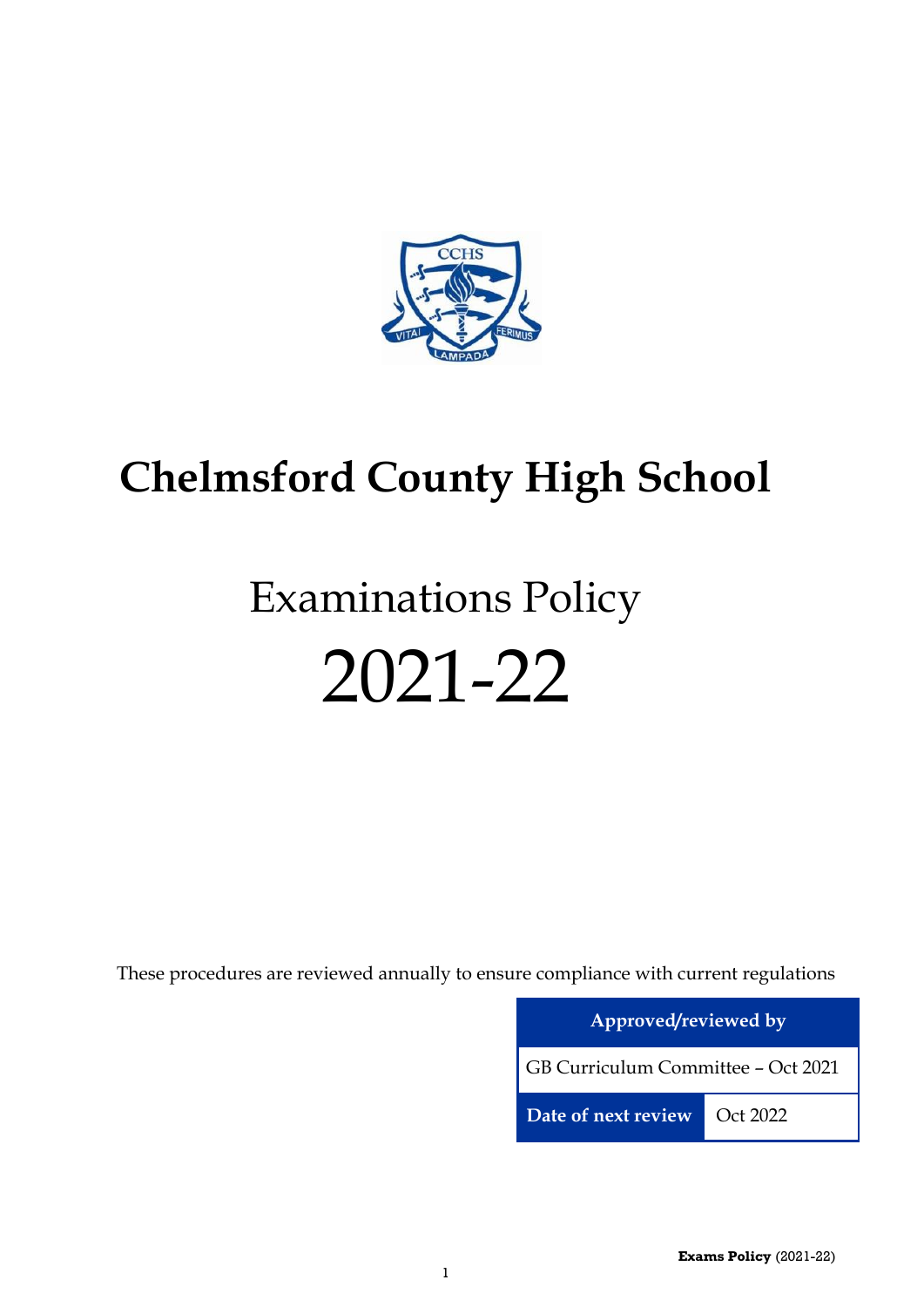# Chelmsford County High School

## Examinations Policy

## 2021-22

These procedures are reviewed annually to ensure compliance with current regulations

| Approved/reviewed by | |
|---|---|
| GB Curriculum Committee – Oct 2021 | |
| **Date of next review** | Oct 2022 |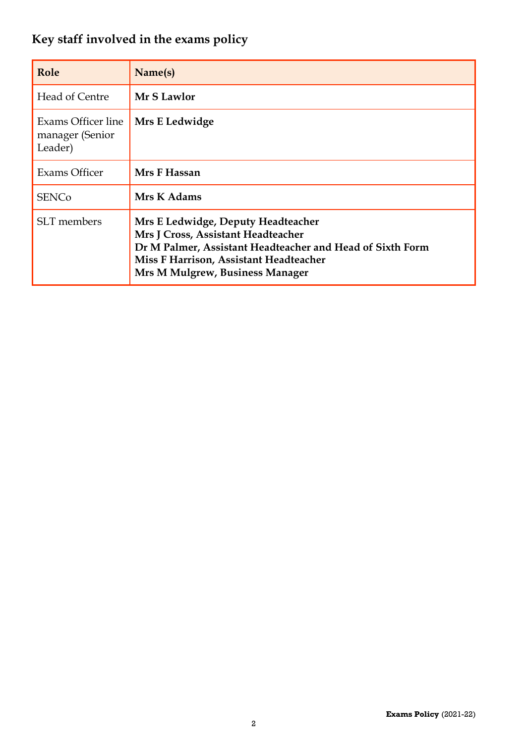## Key staff involved in the exams policy

| Role | Name(s) |
|---|---|
| Head of Centre | **Mr S Lawlor** |
| Exams Officer line manager (Senior Leader) | **Mrs E Ledwidge** |
| Exams Officer | **Mrs F Hassan** |
| SENCo | **Mrs K Adams** |
| SLT members | **Mrs E Ledwidge, Deputy Headteacher**<br>**Mrs J Cross, Assistant Headteacher**<br>**Dr M Palmer, Assistant Headteacher and Head of Sixth Form**<br>**Miss F Harrison, Assistant Headteacher**<br>**Mrs M Mulgrew, Business Manager** |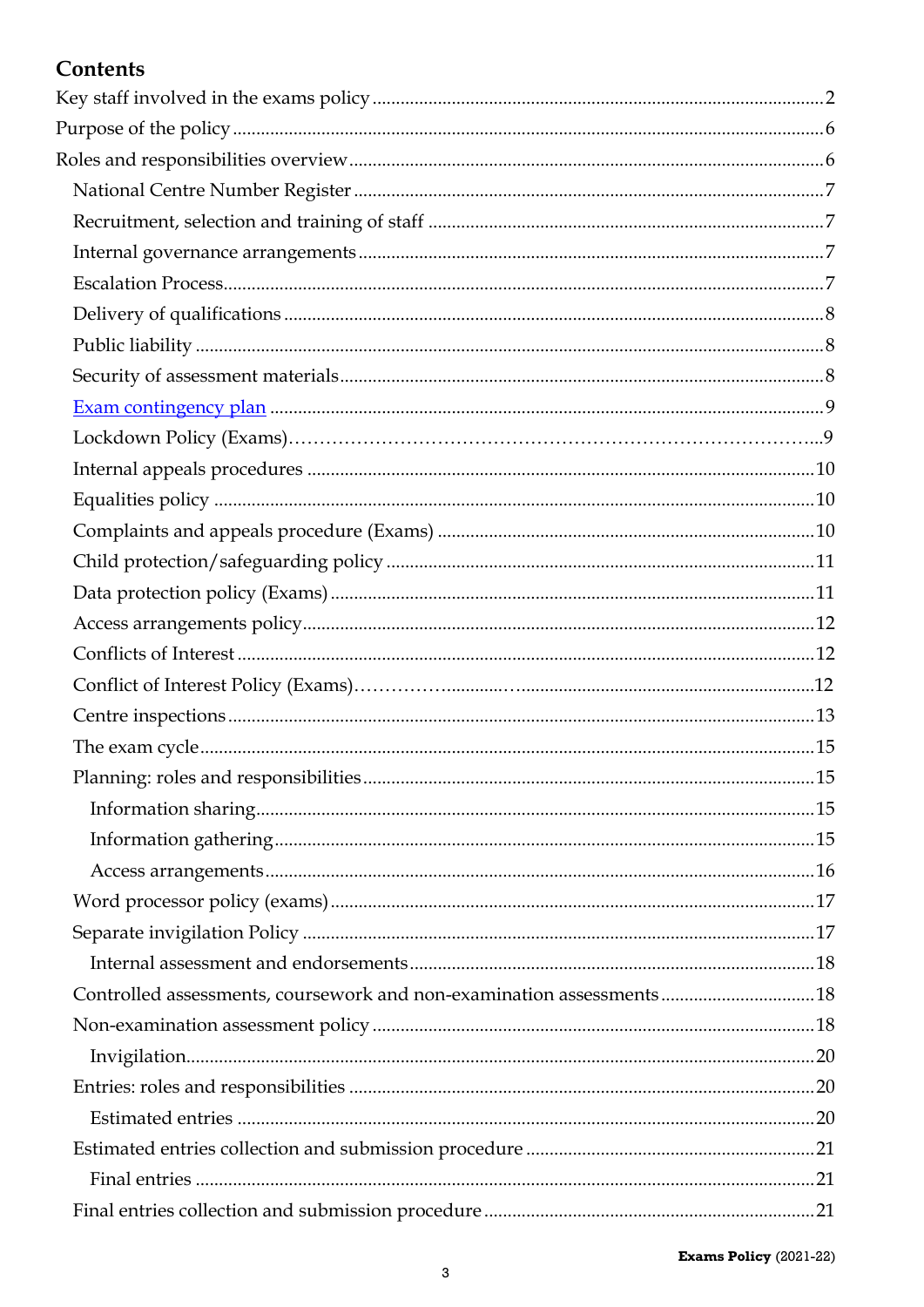## Contents

Key staff involved in the exams policy .......... 2

Purpose of the policy .......... 6

Roles and responsibilities overview .......... 6

- National Centre Number Register .......... 7
- Recruitment, selection and training of staff .......... 7
- Internal governance arrangements .......... 7
- Escalation Process .......... 7
- Delivery of qualifications .......... 8
- Public liability .......... 8
- Security of assessment materials .......... 8
- Exam contingency plan .......... 9
- Lockdown Policy (Exams) .......... 9
- Internal appeals procedures .......... 10
- Equalities policy .......... 10
- Complaints and appeals procedure (Exams) .......... 10
- Child protection/safeguarding policy .......... 11
- Data protection policy (Exams) .......... 11
- Access arrangements policy .......... 12
- Conflicts of Interest .......... 12
- Conflict of Interest Policy (Exams) .......... 12
- Centre inspections .......... 13
- The exam cycle .......... 15
- Planning: roles and responsibilities .......... 15
  - Information sharing .......... 15
  - Information gathering .......... 15
  - Access arrangements .......... 16
- Word processor policy (exams) .......... 17
- Separate invigilation Policy .......... 17
  - Internal assessment and endorsements .......... 18
- Controlled assessments, coursework and non-examination assessments .......... 18
- Non-examination assessment policy .......... 18
  - Invigilation .......... 20
- Entries: roles and responsibilities .......... 20
  - Estimated entries .......... 20
- Estimated entries collection and submission procedure .......... 21
  - Final entries .......... 21
- Final entries collection and submission procedure .......... 21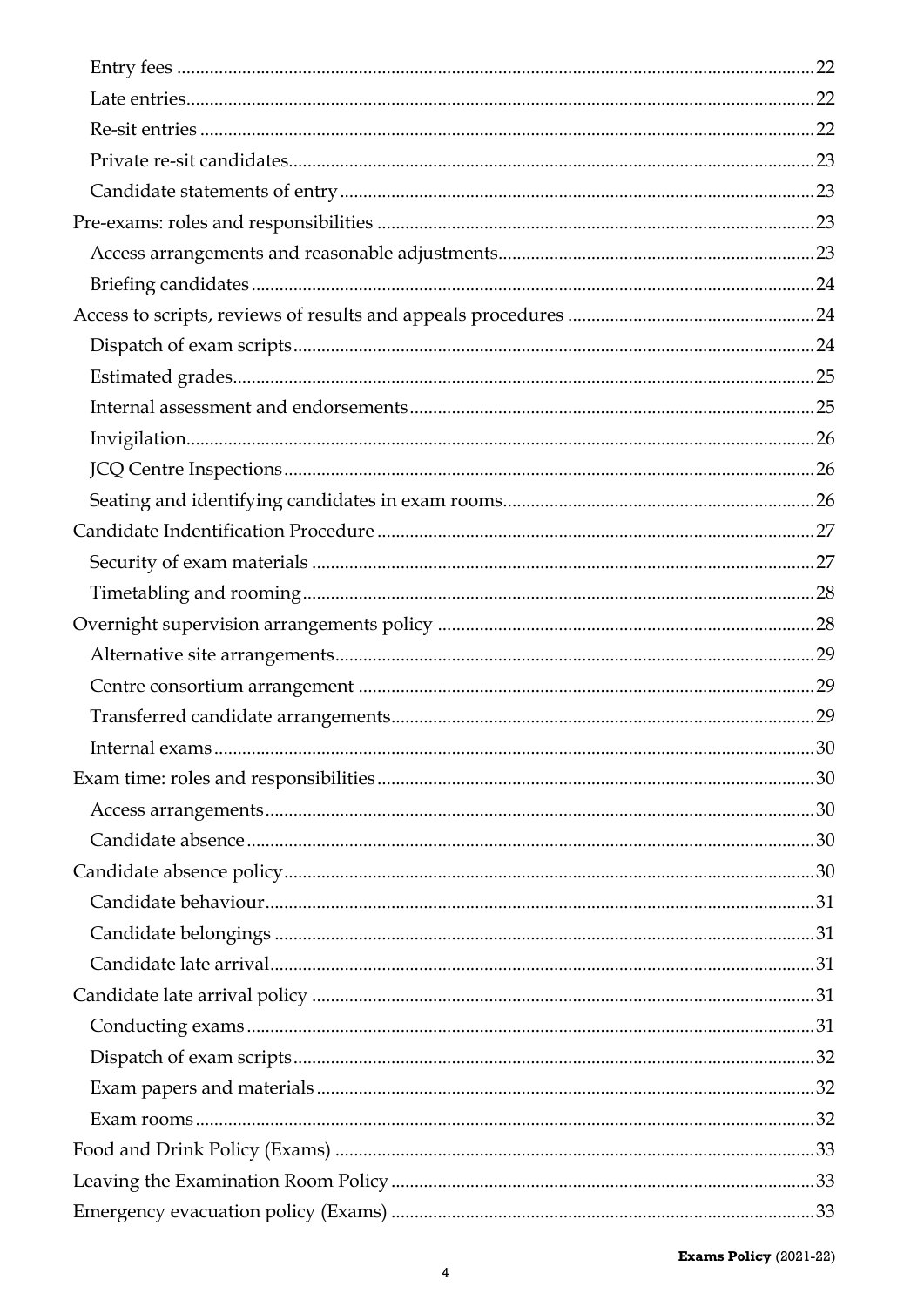- Entry fees ... 22
- Late entries ... 22
- Re-sit entries ... 22
- Private re-sit candidates ... 23
- Candidate statements of entry ... 23

Pre-exams: roles and responsibilities ... 23

- Access arrangements and reasonable adjustments ... 23
- Briefing candidates ... 24

Access to scripts, reviews of results and appeals procedures ... 24

- Dispatch of exam scripts ... 24
- Estimated grades ... 25
- Internal assessment and endorsements ... 25
- Invigilation ... 26
- JCQ Centre Inspections ... 26
- Seating and identifying candidates in exam rooms ... 26

Candidate Indentification Procedure ... 27

- Security of exam materials ... 27
- Timetabling and rooming ... 28

Overnight supervision arrangements policy ... 28

- Alternative site arrangements ... 29
- Centre consortium arrangement ... 29
- Transferred candidate arrangements ... 29
- Internal exams ... 30

Exam time: roles and responsibilities ... 30

- Access arrangements ... 30
- Candidate absence ... 30

Candidate absence policy ... 30

- Candidate behaviour ... 31
- Candidate belongings ... 31
- Candidate late arrival ... 31

Candidate late arrival policy ... 31

- Conducting exams ... 31
- Dispatch of exam scripts ... 32
- Exam papers and materials ... 32
- Exam rooms ... 32

Food and Drink Policy (Exams) ... 33

Leaving the Examination Room Policy ... 33

Emergency evacuation policy (Exams) ... 33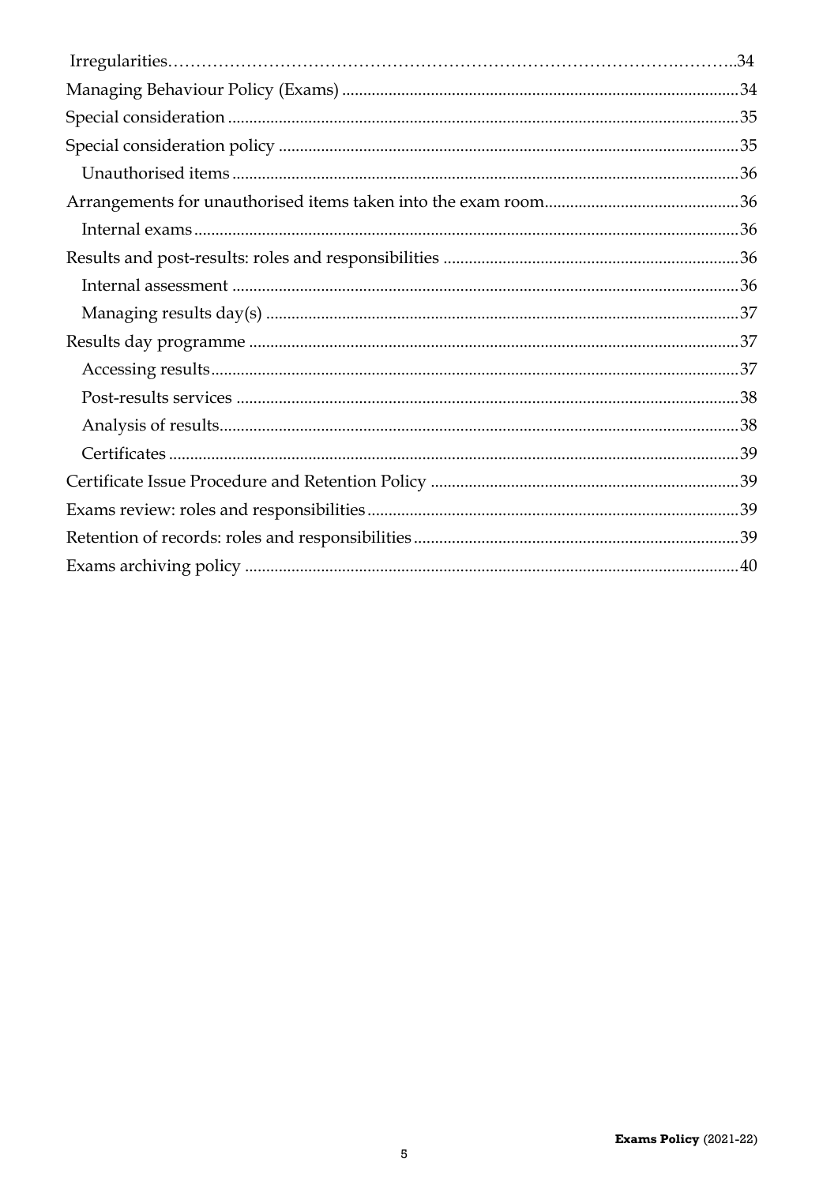Irregularities.....34

Managing Behaviour Policy (Exams).....34

Special consideration.....35

Special consideration policy.....35

- Unauthorised items.....36

Arrangements for unauthorised items taken into the exam room.....36

- Internal exams.....36

Results and post-results: roles and responsibilities.....36

- Internal assessment.....36
- Managing results day(s).....37

Results day programme.....37

- Accessing results.....37
- Post-results services.....38
- Analysis of results.....38
- Certificates.....39

Certificate Issue Procedure and Retention Policy.....39

Exams review: roles and responsibilities.....39

Retention of records: roles and responsibilities.....39

Exams archiving policy.....40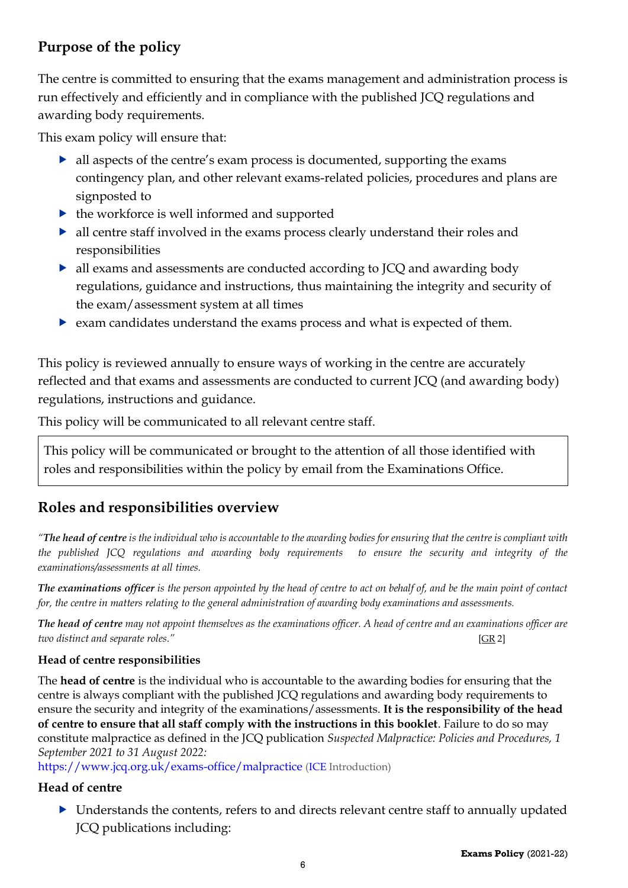## Purpose of the policy

The centre is committed to ensuring that the exams management and administration process is run effectively and efficiently and in compliance with the published JCQ regulations and awarding body requirements.

This exam policy will ensure that:

- all aspects of the centre's exam process is documented, supporting the exams contingency plan, and other relevant exams-related policies, procedures and plans are signposted to
- the workforce is well informed and supported
- all centre staff involved in the exams process clearly understand their roles and responsibilities
- all exams and assessments are conducted according to JCQ and awarding body regulations, guidance and instructions, thus maintaining the integrity and security of the exam/assessment system at all times
- exam candidates understand the exams process and what is expected of them.

This policy is reviewed annually to ensure ways of working in the centre are accurately reflected and that exams and assessments are conducted to current JCQ (and awarding body) regulations, instructions and guidance.

This policy will be communicated to all relevant centre staff.

| This policy will be communicated or brought to the attention of all those identified with roles and responsibilities within the policy by email from the Examinations Office. |
|---|

## Roles and responsibilities overview

*"**The head of centre** is the individual who is accountable to the awarding bodies for ensuring that the centre is compliant with the published JCQ regulations and awarding body requirements to ensure the security and integrity of the examinations/assessments at all times.*

***The examinations officer** is the person appointed by the head of centre to act on behalf of, and be the main point of contact for, the centre in matters relating to the general administration of awarding body examinations and assessments.*

***The head of centre** may not appoint themselves as the examinations officer. A head of centre and an examinations officer are two distinct and separate roles."* [GR 2]

### Head of centre responsibilities

The **head of centre** is the individual who is accountable to the awarding bodies for ensuring that the centre is always compliant with the published JCQ regulations and awarding body requirements to ensure the security and integrity of the examinations/assessments. **It is the responsibility of the head of centre to ensure that all staff comply with the instructions in this booklet**. Failure to do so may constitute malpractice as defined in the JCQ publication *Suspected Malpractice: Policies and Procedures, 1 September 2021 to 31 August 2022:* https://www.jcq.org.uk/exams-office/malpractice (ICE Introduction)

### Head of centre

- Understands the contents, refers to and directs relevant centre staff to annually updated JCQ publications including: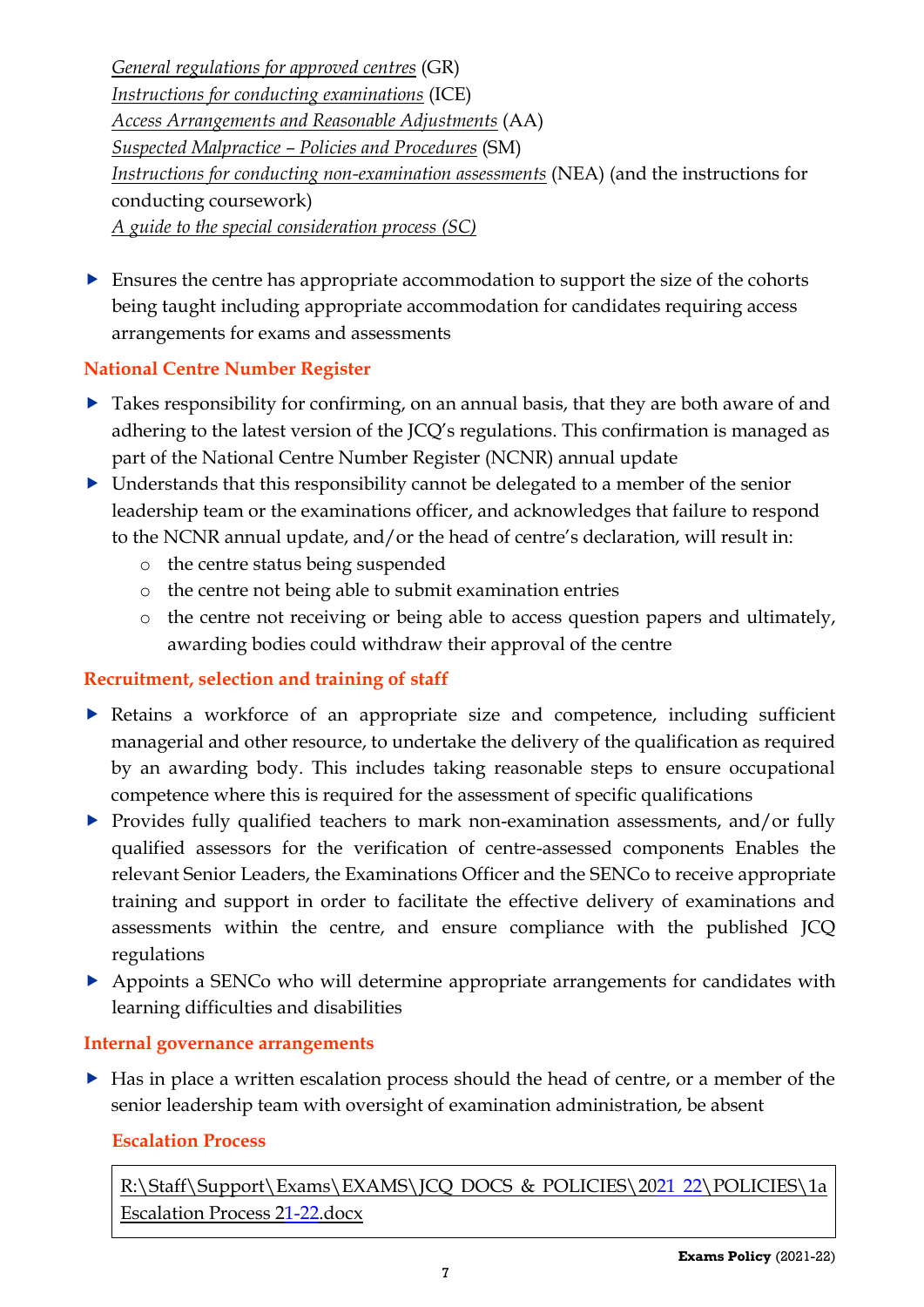*General regulations for approved centres* (GR)
*Instructions for conducting examinations* (ICE)
*Access Arrangements and Reasonable Adjustments* (AA)
*Suspected Malpractice – Policies and Procedures* (SM)
*Instructions for conducting non-examination assessments* (NEA) (and the instructions for conducting coursework)
*A guide to the special consideration process (SC)*

- Ensures the centre has appropriate accommodation to support the size of the cohorts being taught including appropriate accommodation for candidates requiring access arrangements for exams and assessments

### National Centre Number Register

- Takes responsibility for confirming, on an annual basis, that they are both aware of and adhering to the latest version of the JCQ's regulations. This confirmation is managed as part of the National Centre Number Register (NCNR) annual update
- Understands that this responsibility cannot be delegated to a member of the senior leadership team or the examinations officer, and acknowledges that failure to respond to the NCNR annual update, and/or the head of centre's declaration, will result in:
  - the centre status being suspended
  - the centre not being able to submit examination entries
  - the centre not receiving or being able to access question papers and ultimately, awarding bodies could withdraw their approval of the centre

### Recruitment, selection and training of staff

- Retains a workforce of an appropriate size and competence, including sufficient managerial and other resource, to undertake the delivery of the qualification as required by an awarding body. This includes taking reasonable steps to ensure occupational competence where this is required for the assessment of specific qualifications
- Provides fully qualified teachers to mark non-examination assessments, and/or fully qualified assessors for the verification of centre-assessed components Enables the relevant Senior Leaders, the Examinations Officer and the SENCo to receive appropriate training and support in order to facilitate the effective delivery of examinations and assessments within the centre, and ensure compliance with the published JCQ regulations
- Appoints a SENCo who will determine appropriate arrangements for candidates with learning difficulties and disabilities

### Internal governance arrangements

- Has in place a written escalation process should the head of centre, or a member of the senior leadership team with oversight of examination administration, be absent

#### Escalation Process

| R:\Staff\Support\Exams\EXAMS\JCQ DOCS & POLICIES\2021 22\POLICIES\1a Escalation Process 21-22.docx |
|---|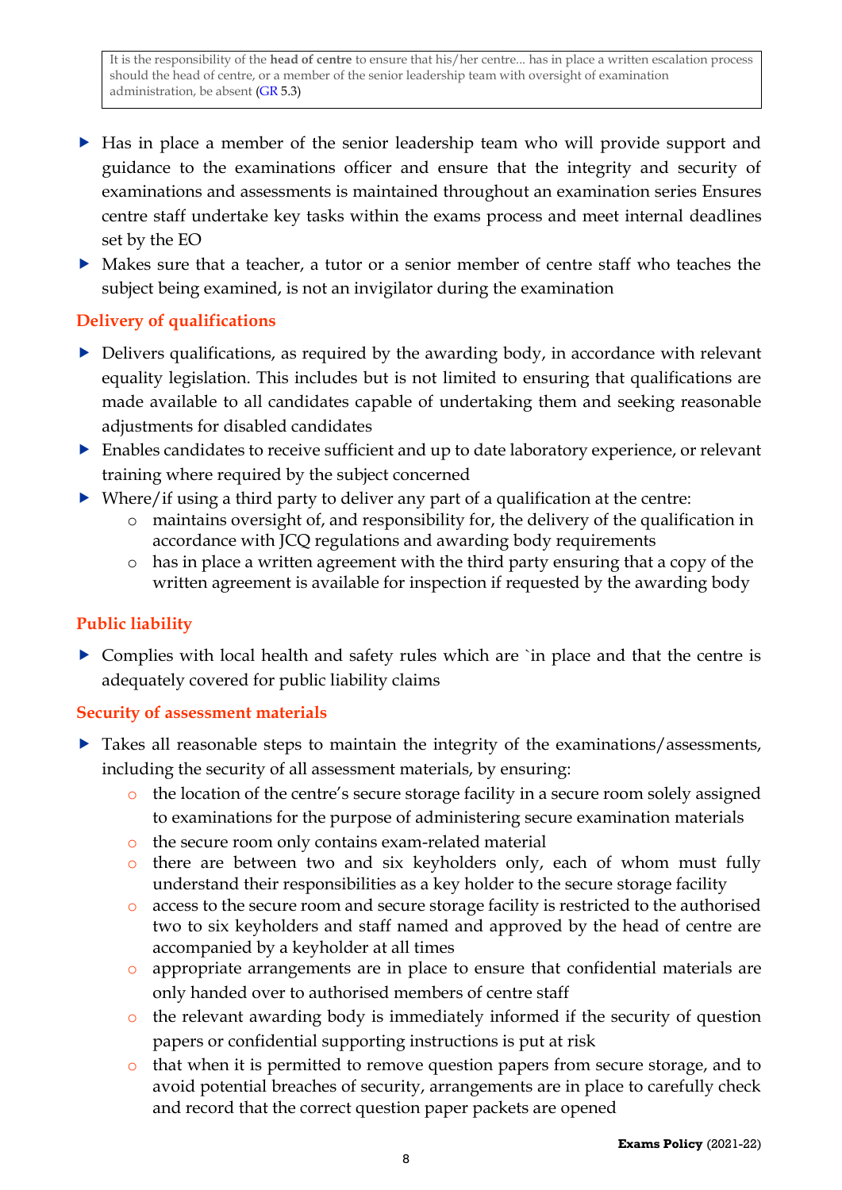> It is the responsibility of the **head of centre** to ensure that his/her centre... has in place a written escalation process should the head of centre, or a member of the senior leadership team with oversight of examination administration, be absent (GR 5.3)

- Has in place a member of the senior leadership team who will provide support and guidance to the examinations officer and ensure that the integrity and security of examinations and assessments is maintained throughout an examination series Ensures centre staff undertake key tasks within the exams process and meet internal deadlines set by the EO
- Makes sure that a teacher, a tutor or a senior member of centre staff who teaches the subject being examined, is not an invigilator during the examination

### Delivery of qualifications

- Delivers qualifications, as required by the awarding body, in accordance with relevant equality legislation. This includes but is not limited to ensuring that qualifications are made available to all candidates capable of undertaking them and seeking reasonable adjustments for disabled candidates
- Enables candidates to receive sufficient and up to date laboratory experience, or relevant training where required by the subject concerned
- Where/if using a third party to deliver any part of a qualification at the centre:
    - maintains oversight of, and responsibility for, the delivery of the qualification in accordance with JCQ regulations and awarding body requirements
    - has in place a written agreement with the third party ensuring that a copy of the written agreement is available for inspection if requested by the awarding body

### Public liability

- Complies with local health and safety rules which are `in place and that the centre is adequately covered for public liability claims

### Security of assessment materials

- Takes all reasonable steps to maintain the integrity of the examinations/assessments, including the security of all assessment materials, by ensuring:
    - the location of the centre's secure storage facility in a secure room solely assigned to examinations for the purpose of administering secure examination materials
    - the secure room only contains exam-related material
    - there are between two and six keyholders only, each of whom must fully understand their responsibilities as a key holder to the secure storage facility
    - access to the secure room and secure storage facility is restricted to the authorised two to six keyholders and staff named and approved by the head of centre are accompanied by a keyholder at all times
    - appropriate arrangements are in place to ensure that confidential materials are only handed over to authorised members of centre staff
    - the relevant awarding body is immediately informed if the security of question papers or confidential supporting instructions is put at risk
    - that when it is permitted to remove question papers from secure storage, and to avoid potential breaches of security, arrangements are in place to carefully check and record that the correct question paper packets are opened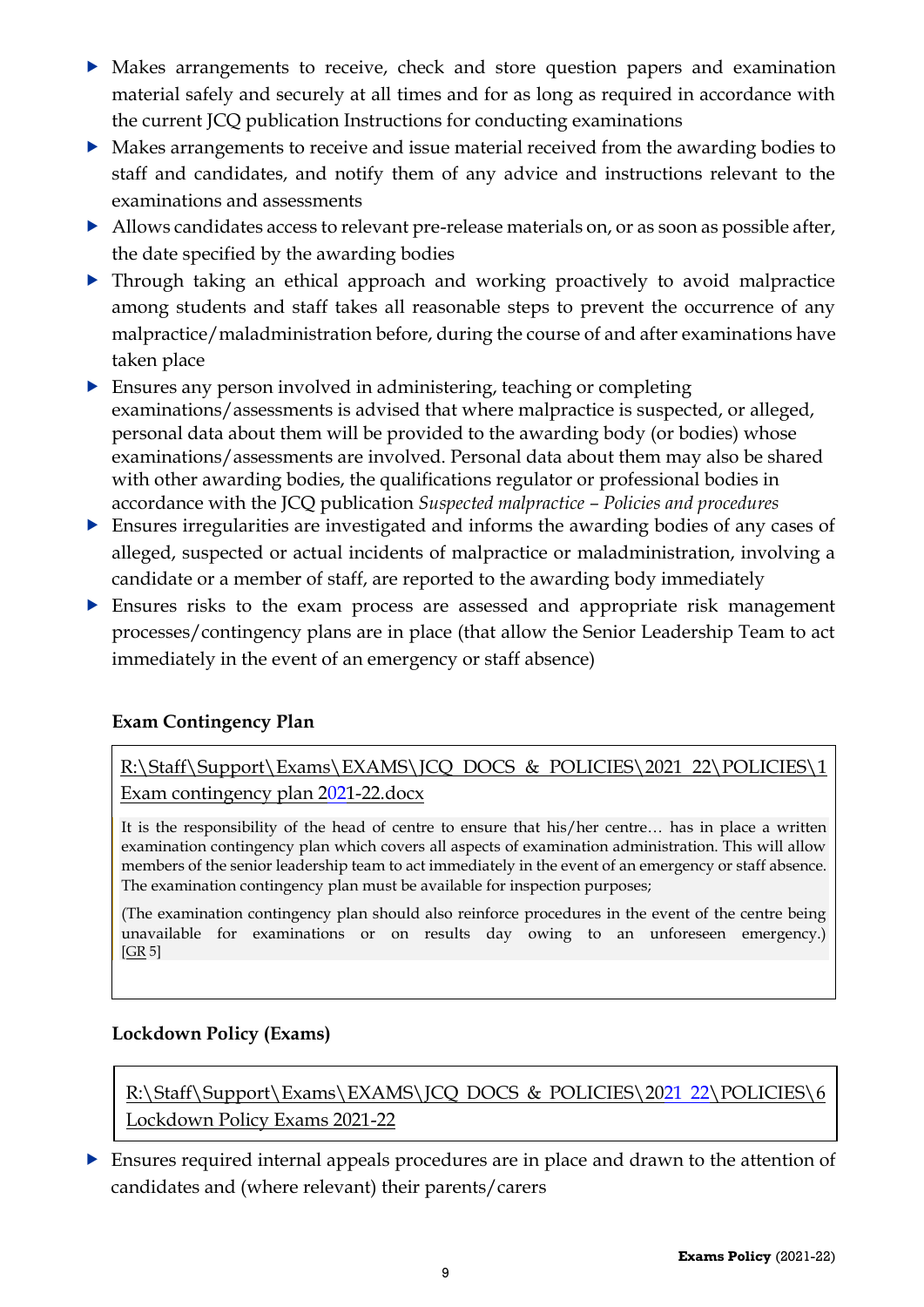- Makes arrangements to receive, check and store question papers and examination material safely and securely at all times and for as long as required in accordance with the current JCQ publication Instructions for conducting examinations
- Makes arrangements to receive and issue material received from the awarding bodies to staff and candidates, and notify them of any advice and instructions relevant to the examinations and assessments
- Allows candidates access to relevant pre-release materials on, or as soon as possible after, the date specified by the awarding bodies
- Through taking an ethical approach and working proactively to avoid malpractice among students and staff takes all reasonable steps to prevent the occurrence of any malpractice/maladministration before, during the course of and after examinations have taken place
- Ensures any person involved in administering, teaching or completing examinations/assessments is advised that where malpractice is suspected, or alleged, personal data about them will be provided to the awarding body (or bodies) whose examinations/assessments are involved. Personal data about them may also be shared with other awarding bodies, the qualifications regulator or professional bodies in accordance with the JCQ publication *Suspected malpractice – Policies and procedures*
- Ensures irregularities are investigated and informs the awarding bodies of any cases of alleged, suspected or actual incidents of malpractice or maladministration, involving a candidate or a member of staff, are reported to the awarding body immediately
- Ensures risks to the exam process are assessed and appropriate risk management processes/contingency plans are in place (that allow the Senior Leadership Team to act immediately in the event of an emergency or staff absence)

**Exam Contingency Plan**

R:\Staff\Support\Exams\EXAMS\JCQ DOCS & POLICIES\2021 22\POLICIES\1 Exam contingency plan 2021-22.docx

It is the responsibility of the head of centre to ensure that his/her centre… has in place a written examination contingency plan which covers all aspects of examination administration. This will allow members of the senior leadership team to act immediately in the event of an emergency or staff absence. The examination contingency plan must be available for inspection purposes;

(The examination contingency plan should also reinforce procedures in the event of the centre being unavailable for examinations or on results day owing to an unforeseen emergency.) [GR 5]

**Lockdown Policy (Exams)**

R:\Staff\Support\Exams\EXAMS\JCQ DOCS & POLICIES\2021 22\POLICIES\6 Lockdown Policy Exams 2021-22

- Ensures required internal appeals procedures are in place and drawn to the attention of candidates and (where relevant) their parents/carers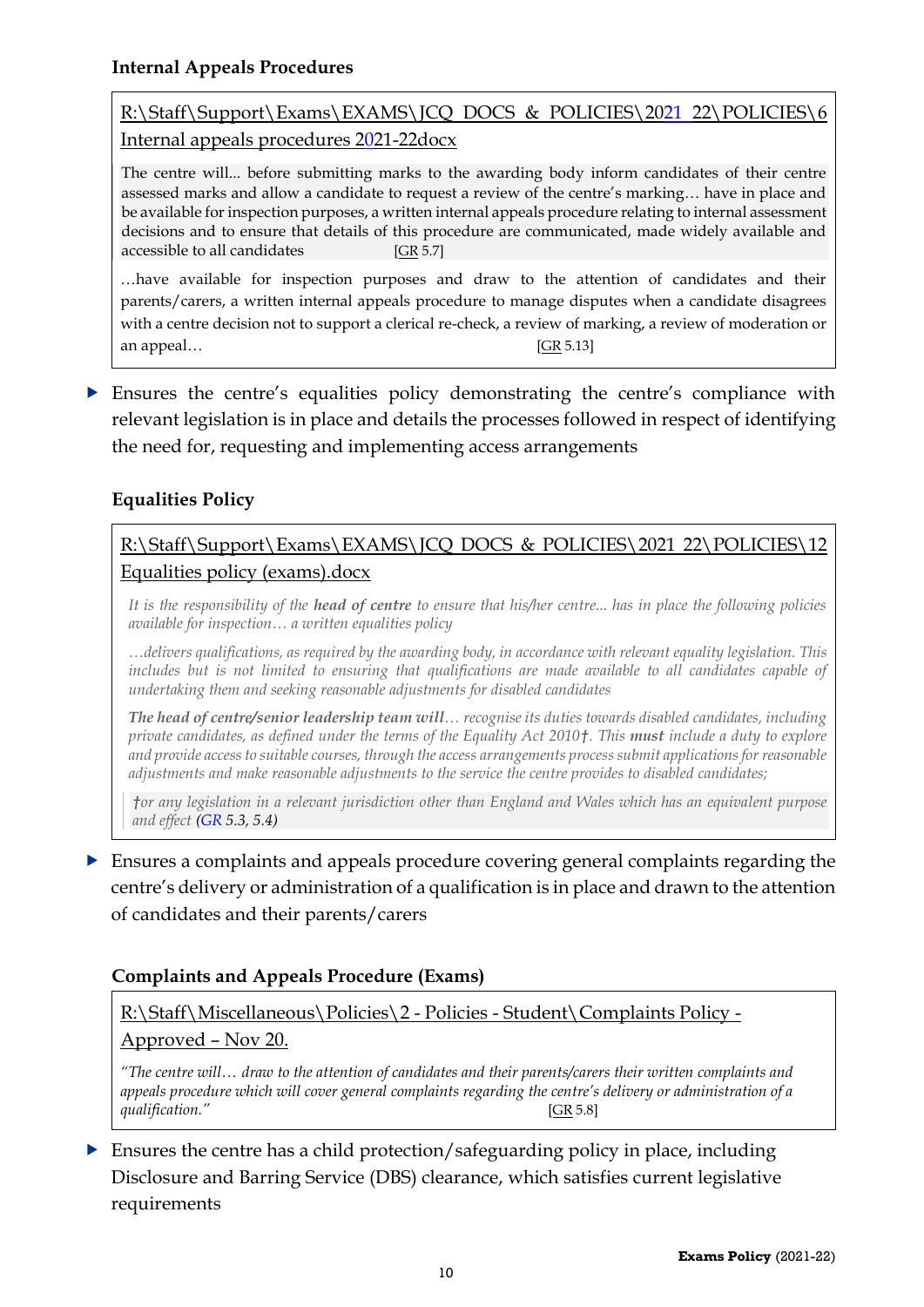**Internal Appeals Procedures**

R:\Staff\Support\Exams\EXAMS\JCQ DOCS & POLICIES\2021 22\POLICIES\6 Internal appeals procedures 2021-22docx

The centre will... before submitting marks to the awarding body inform candidates of their centre assessed marks and allow a candidate to request a review of the centre's marking… have in place and be available for inspection purposes, a written internal appeals procedure relating to internal assessment decisions and to ensure that details of this procedure are communicated, made widely available and accessible to all candidates [GR 5.7]

…have available for inspection purposes and draw to the attention of candidates and their parents/carers, a written internal appeals procedure to manage disputes when a candidate disagrees with a centre decision not to support a clerical re-check, a review of marking, a review of moderation or an appeal… [GR 5.13]

- Ensures the centre's equalities policy demonstrating the centre's compliance with relevant legislation is in place and details the processes followed in respect of identifying the need for, requesting and implementing access arrangements

**Equalities Policy**

R:\Staff\Support\Exams\EXAMS\JCQ DOCS & POLICIES\2021 22\POLICIES\12 Equalities policy (exams).docx

*It is the responsibility of the **head of centre** to ensure that his/her centre... has in place the following policies available for inspection… a written equalities policy*

*…delivers qualifications, as required by the awarding body, in accordance with relevant equality legislation. This includes but is not limited to ensuring that qualifications are made available to all candidates capable of undertaking them and seeking reasonable adjustments for disabled candidates*

***The head of centre/senior leadership team will**… recognise its duties towards disabled candidates, including private candidates, as defined under the terms of the Equality Act 2010†. This **must** include a duty to explore and provide access to suitable courses, through the access arrangements process submit applications for reasonable adjustments and make reasonable adjustments to the service the centre provides to disabled candidates;*

*†or any legislation in a relevant jurisdiction other than England and Wales which has an equivalent purpose and effect (GR 5.3, 5.4)*

- Ensures a complaints and appeals procedure covering general complaints regarding the centre's delivery or administration of a qualification is in place and drawn to the attention of candidates and their parents/carers

**Complaints and Appeals Procedure (Exams)**

R:\Staff\Miscellaneous\Policies\2 - Policies - Student\Complaints Policy - Approved – Nov 20.

*"The centre will… draw to the attention of candidates and their parents/carers their written complaints and appeals procedure which will cover general complaints regarding the centre's delivery or administration of a qualification."* [GR 5.8]

- Ensures the centre has a child protection/safeguarding policy in place, including Disclosure and Barring Service (DBS) clearance, which satisfies current legislative requirements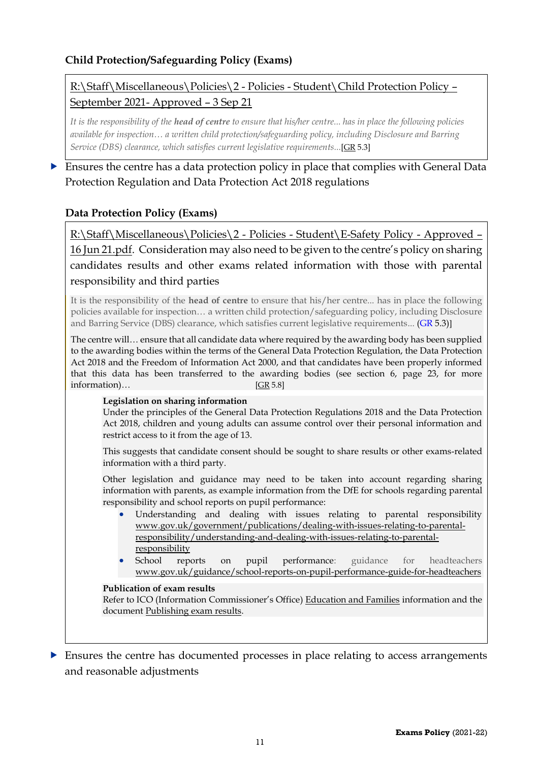### Child Protection/Safeguarding Policy (Exams)

R:\Staff\Miscellaneous\Policies\2 - Policies - Student\Child Protection Policy – September 2021- Approved – 3 Sep 21

*It is the responsibility of the **head of centre** to ensure that his/her centre... has in place the following policies available for inspection… a written child protection/safeguarding policy, including Disclosure and Barring Service (DBS) clearance, which satisfies current legislative requirements...*[GR 5.3]

- Ensures the centre has a data protection policy in place that complies with General Data Protection Regulation and Data Protection Act 2018 regulations

### Data Protection Policy (Exams)

R:\Staff\Miscellaneous\Policies\2 - Policies - Student\E-Safety Policy - Approved – 16 Jun 21.pdf. Consideration may also need to be given to the centre's policy on sharing candidates results and other exams related information with those with parental responsibility and third parties

It is the responsibility of the **head of centre** to ensure that his/her centre... has in place the following policies available for inspection… a written child protection/safeguarding policy, including Disclosure and Barring Service (DBS) clearance, which satisfies current legislative requirements... (GR 5.3)]

The centre will… ensure that all candidate data where required by the awarding body has been supplied to the awarding bodies within the terms of the General Data Protection Regulation, the Data Protection Act 2018 and the Freedom of Information Act 2000, and that candidates have been properly informed that this data has been transferred to the awarding bodies (see section 6, page 23, for more information)… [GR 5.8]

**Legislation on sharing information**
Under the principles of the General Data Protection Regulations 2018 and the Data Protection Act 2018, children and young adults can assume control over their personal information and restrict access to it from the age of 13.

This suggests that candidate consent should be sought to share results or other exams-related information with a third party.

Other legislation and guidance may need to be taken into account regarding sharing information with parents, as example information from the DfE for schools regarding parental responsibility and school reports on pupil performance:

- Understanding and dealing with issues relating to parental responsibility www.gov.uk/government/publications/dealing-with-issues-relating-to-parental-responsibility/understanding-and-dealing-with-issues-relating-to-parental-responsibility
- School reports on pupil performance: guidance for headteachers www.gov.uk/guidance/school-reports-on-pupil-performance-guide-for-headteachers

**Publication of exam results**
Refer to ICO (Information Commissioner's Office) Education and Families information and the document Publishing exam results.

- Ensures the centre has documented processes in place relating to access arrangements and reasonable adjustments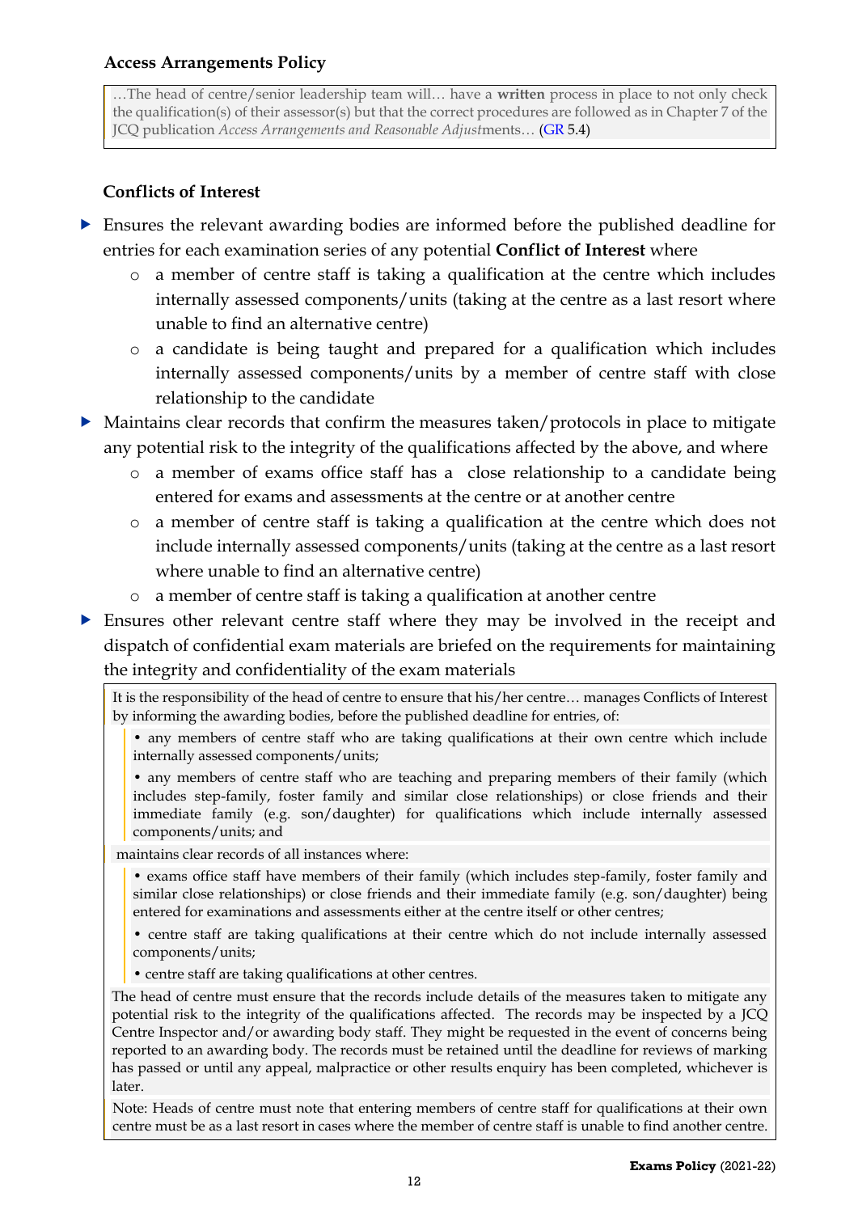**Access Arrangements Policy**

> …The head of centre/senior leadership team will… have a **written** process in place to not only check the qualification(s) of their assessor(s) but that the correct procedures are followed as in Chapter 7 of the JCQ publication *Access Arrangements and Reasonable Adjust*ments… (GR 5.4)

**Conflicts of Interest**

- Ensures the relevant awarding bodies are informed before the published deadline for entries for each examination series of any potential **Conflict of Interest** where
  - a member of centre staff is taking a qualification at the centre which includes internally assessed components/units (taking at the centre as a last resort where unable to find an alternative centre)
  - a candidate is being taught and prepared for a qualification which includes internally assessed components/units by a member of centre staff with close relationship to the candidate
- Maintains clear records that confirm the measures taken/protocols in place to mitigate any potential risk to the integrity of the qualifications affected by the above, and where
  - a member of exams office staff has a close relationship to a candidate being entered for exams and assessments at the centre or at another centre
  - a member of centre staff is taking a qualification at the centre which does not include internally assessed components/units (taking at the centre as a last resort where unable to find an alternative centre)
  - a member of centre staff is taking a qualification at another centre
- Ensures other relevant centre staff where they may be involved in the receipt and dispatch of confidential exam materials are briefed on the requirements for maintaining the integrity and confidentiality of the exam materials

> It is the responsibility of the head of centre to ensure that his/her centre… manages Conflicts of Interest by informing the awarding bodies, before the published deadline for entries, of:
>
> • any members of centre staff who are taking qualifications at their own centre which include internally assessed components/units;
>
> • any members of centre staff who are teaching and preparing members of their family (which includes step-family, foster family and similar close relationships) or close friends and their immediate family (e.g. son/daughter) for qualifications which include internally assessed components/units; and
>
> maintains clear records of all instances where:
>
> • exams office staff have members of their family (which includes step-family, foster family and similar close relationships) or close friends and their immediate family (e.g. son/daughter) being entered for examinations and assessments either at the centre itself or other centres;
>
> • centre staff are taking qualifications at their centre which do not include internally assessed components/units;
>
> • centre staff are taking qualifications at other centres.
>
> The head of centre must ensure that the records include details of the measures taken to mitigate any potential risk to the integrity of the qualifications affected. The records may be inspected by a JCQ Centre Inspector and/or awarding body staff. They might be requested in the event of concerns being reported to an awarding body. The records must be retained until the deadline for reviews of marking has passed or until any appeal, malpractice or other results enquiry has been completed, whichever is later.
>
> Note: Heads of centre must note that entering members of centre staff for qualifications at their own centre must be as a last resort in cases where the member of centre staff is unable to find another centre.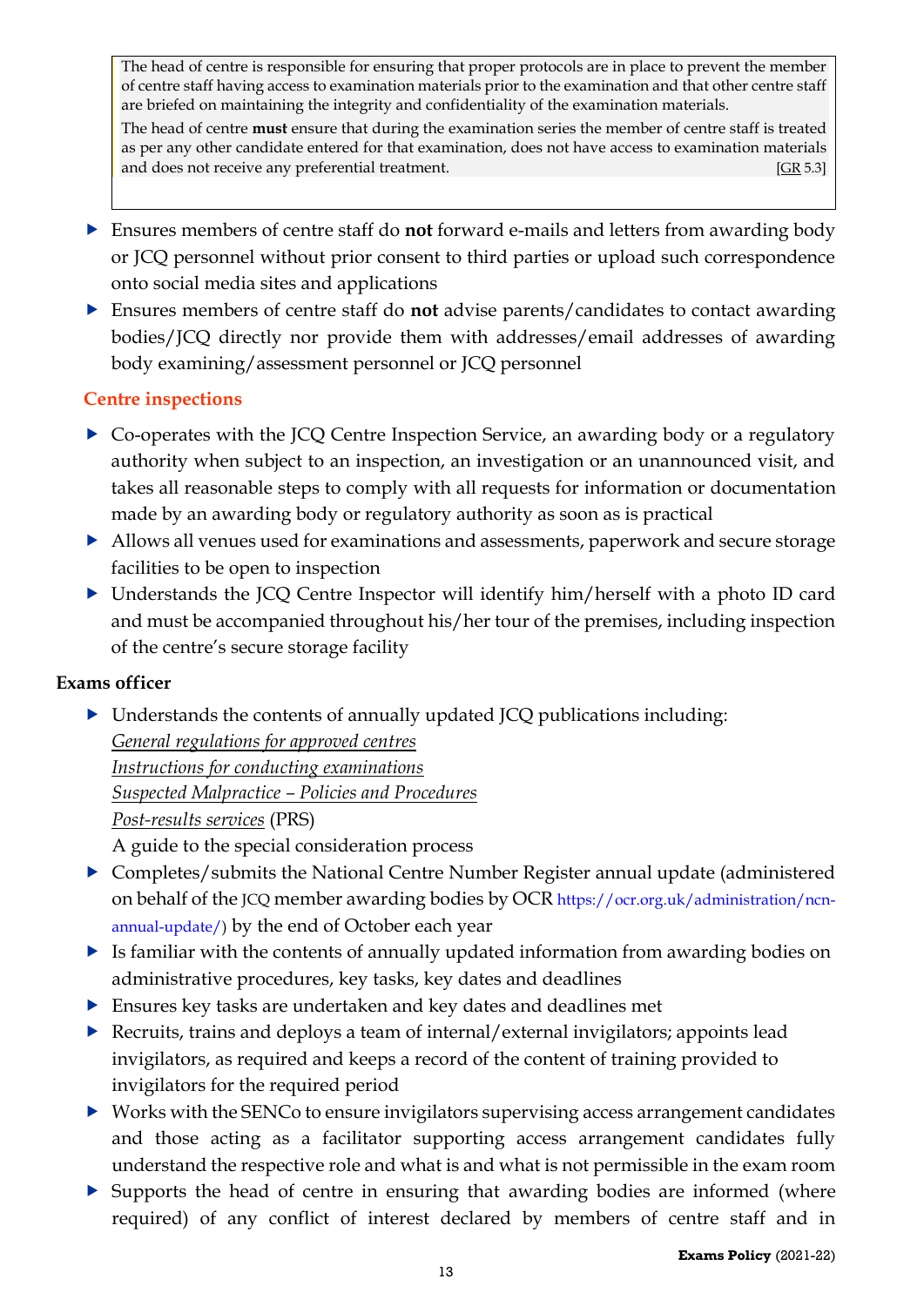> The head of centre is responsible for ensuring that proper protocols are in place to prevent the member of centre staff having access to examination materials prior to the examination and that other centre staff are briefed on maintaining the integrity and confidentiality of the examination materials.
>
> The head of centre **must** ensure that during the examination series the member of centre staff is treated as per any other candidate entered for that examination, does not have access to examination materials and does not receive any preferential treatment. [GR 5.3]

- Ensures members of centre staff do **not** forward e-mails and letters from awarding body or JCQ personnel without prior consent to third parties or upload such correspondence onto social media sites and applications
- Ensures members of centre staff do **not** advise parents/candidates to contact awarding bodies/JCQ directly nor provide them with addresses/email addresses of awarding body examining/assessment personnel or JCQ personnel

### Centre inspections

- Co-operates with the JCQ Centre Inspection Service, an awarding body or a regulatory authority when subject to an inspection, an investigation or an unannounced visit, and takes all reasonable steps to comply with all requests for information or documentation made by an awarding body or regulatory authority as soon as is practical
- Allows all venues used for examinations and assessments, paperwork and secure storage facilities to be open to inspection
- Understands the JCQ Centre Inspector will identify him/herself with a photo ID card and must be accompanied throughout his/her tour of the premises, including inspection of the centre's secure storage facility

**Exams officer**

- Understands the contents of annually updated JCQ publications including:
  *General regulations for approved centres*
  *Instructions for conducting examinations*
  *Suspected Malpractice – Policies and Procedures*
  *Post-results services* (PRS)
  A guide to the special consideration process
- Completes/submits the National Centre Number Register annual update (administered on behalf of the JCQ member awarding bodies by OCR https://ocr.org.uk/administration/ncn-annual-update/) by the end of October each year
- Is familiar with the contents of annually updated information from awarding bodies on administrative procedures, key tasks, key dates and deadlines
- Ensures key tasks are undertaken and key dates and deadlines met
- Recruits, trains and deploys a team of internal/external invigilators; appoints lead invigilators, as required and keeps a record of the content of training provided to invigilators for the required period
- Works with the SENCo to ensure invigilators supervising access arrangement candidates and those acting as a facilitator supporting access arrangement candidates fully understand the respective role and what is and what is not permissible in the exam room
- Supports the head of centre in ensuring that awarding bodies are informed (where required) of any conflict of interest declared by members of centre staff and in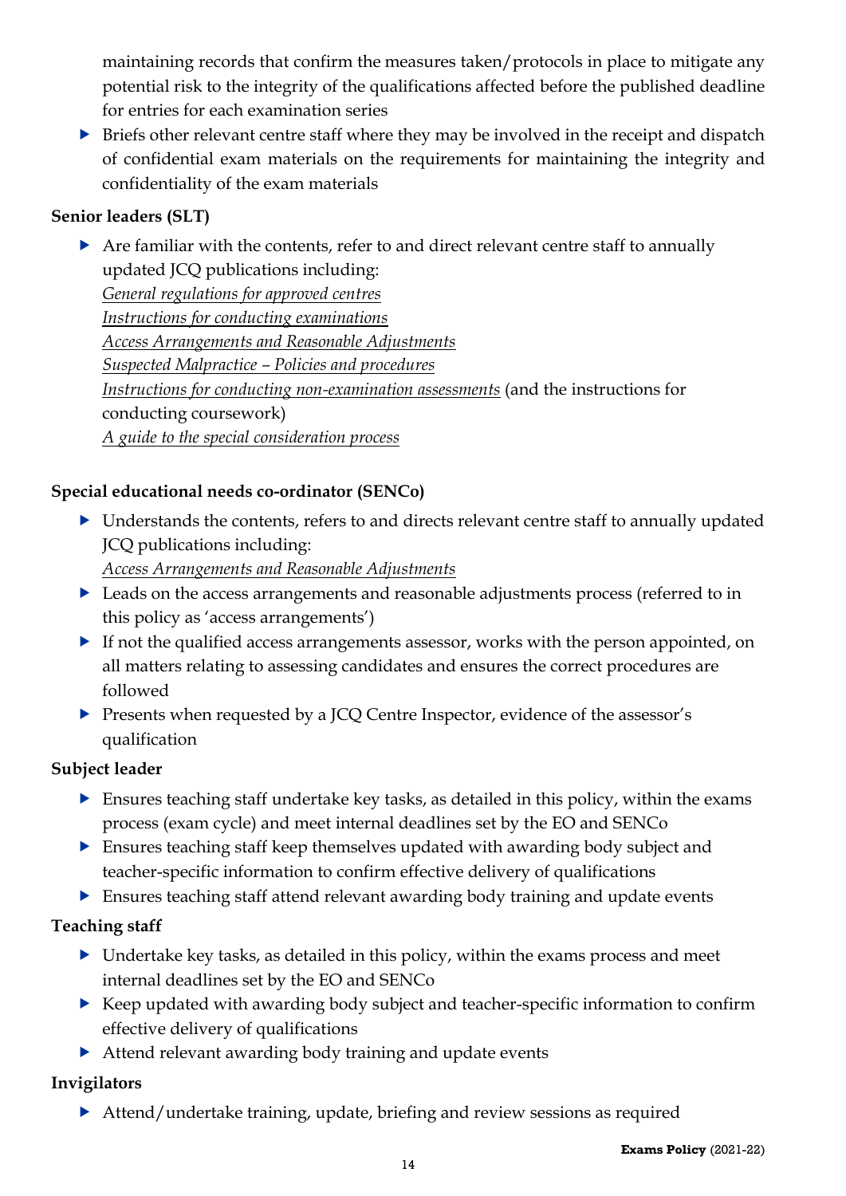maintaining records that confirm the measures taken/protocols in place to mitigate any potential risk to the integrity of the qualifications affected before the published deadline for entries for each examination series

- Briefs other relevant centre staff where they may be involved in the receipt and dispatch of confidential exam materials on the requirements for maintaining the integrity and confidentiality of the exam materials

**Senior leaders (SLT)**

- Are familiar with the contents, refer to and direct relevant centre staff to annually updated JCQ publications including:
  *General regulations for approved centres*
  *Instructions for conducting examinations*
  *Access Arrangements and Reasonable Adjustments*
  *Suspected Malpractice – Policies and procedures*
  *Instructions for conducting non-examination assessments* (and the instructions for conducting coursework)
  *A guide to the special consideration process*

**Special educational needs co-ordinator (SENCo)**

- Understands the contents, refers to and directs relevant centre staff to annually updated JCQ publications including:
  *Access Arrangements and Reasonable Adjustments*
- Leads on the access arrangements and reasonable adjustments process (referred to in this policy as 'access arrangements')
- If not the qualified access arrangements assessor, works with the person appointed, on all matters relating to assessing candidates and ensures the correct procedures are followed
- Presents when requested by a JCQ Centre Inspector, evidence of the assessor's qualification

**Subject leader**

- Ensures teaching staff undertake key tasks, as detailed in this policy, within the exams process (exam cycle) and meet internal deadlines set by the EO and SENCo
- Ensures teaching staff keep themselves updated with awarding body subject and teacher-specific information to confirm effective delivery of qualifications
- Ensures teaching staff attend relevant awarding body training and update events

**Teaching staff**

- Undertake key tasks, as detailed in this policy, within the exams process and meet internal deadlines set by the EO and SENCo
- Keep updated with awarding body subject and teacher-specific information to confirm effective delivery of qualifications
- Attend relevant awarding body training and update events

**Invigilators**

- Attend/undertake training, update, briefing and review sessions as required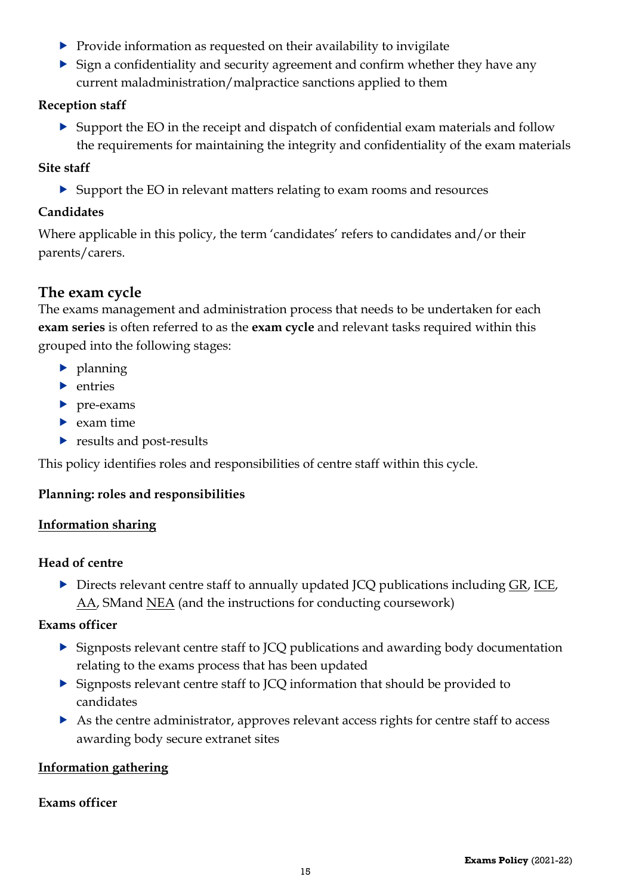- Provide information as requested on their availability to invigilate
- Sign a confidentiality and security agreement and confirm whether they have any current maladministration/malpractice sanctions applied to them

**Reception staff**

- Support the EO in the receipt and dispatch of confidential exam materials and follow the requirements for maintaining the integrity and confidentiality of the exam materials

**Site staff**

- Support the EO in relevant matters relating to exam rooms and resources

**Candidates**

Where applicable in this policy, the term 'candidates' refers to candidates and/or their parents/carers.

## The exam cycle

The exams management and administration process that needs to be undertaken for each **exam series** is often referred to as the **exam cycle** and relevant tasks required within this grouped into the following stages:

- planning
- entries
- pre-exams
- exam time
- results and post-results

This policy identifies roles and responsibilities of centre staff within this cycle.

**Planning: roles and responsibilities**

**Information sharing**

**Head of centre**

- Directs relevant centre staff to annually updated JCQ publications including GR, ICE, AA, SMand NEA (and the instructions for conducting coursework)

**Exams officer**

- Signposts relevant centre staff to JCQ publications and awarding body documentation relating to the exams process that has been updated
- Signposts relevant centre staff to JCQ information that should be provided to candidates
- As the centre administrator, approves relevant access rights for centre staff to access awarding body secure extranet sites

**Information gathering**

**Exams officer**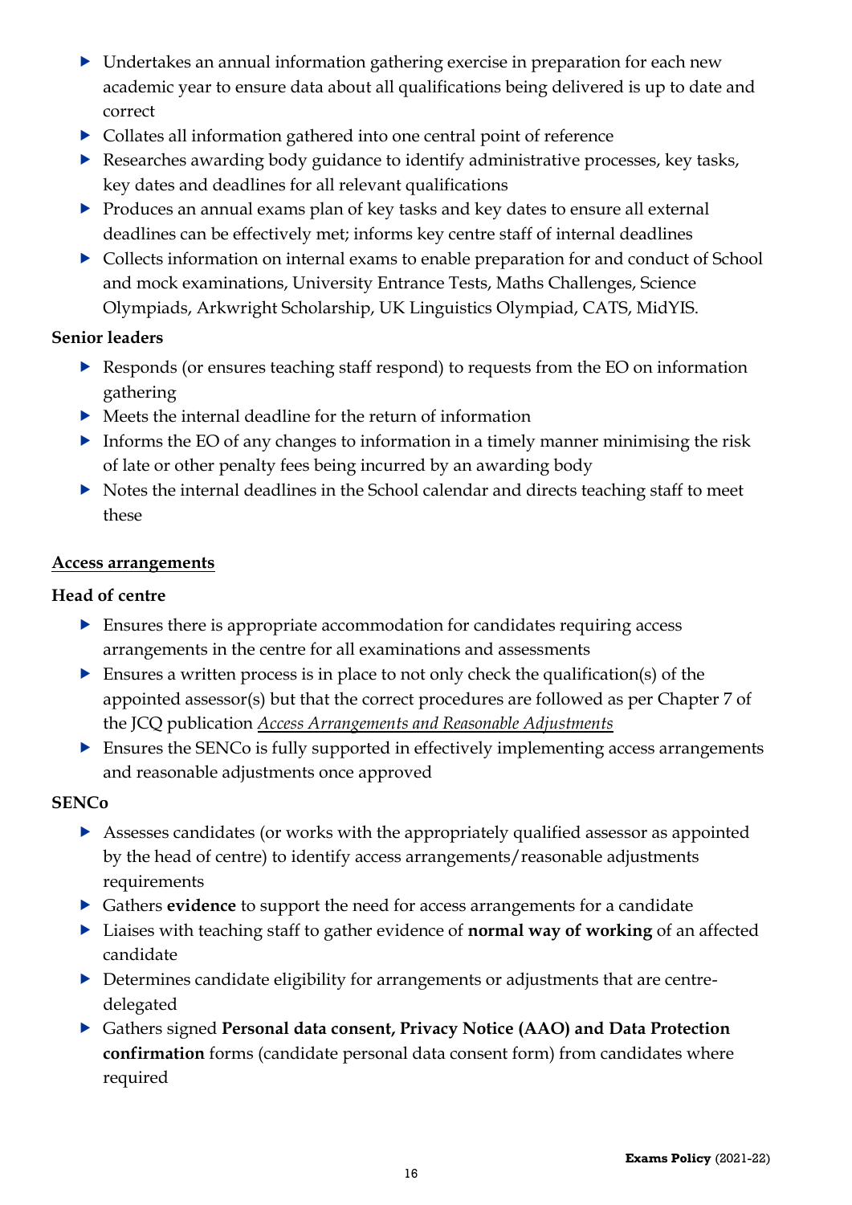- Undertakes an annual information gathering exercise in preparation for each new academic year to ensure data about all qualifications being delivered is up to date and correct
- Collates all information gathered into one central point of reference
- Researches awarding body guidance to identify administrative processes, key tasks, key dates and deadlines for all relevant qualifications
- Produces an annual exams plan of key tasks and key dates to ensure all external deadlines can be effectively met; informs key centre staff of internal deadlines
- Collects information on internal exams to enable preparation for and conduct of School and mock examinations, University Entrance Tests, Maths Challenges, Science Olympiads, Arkwright Scholarship, UK Linguistics Olympiad, CATS, MidYIS.

**Senior leaders**

- Responds (or ensures teaching staff respond) to requests from the EO on information gathering
- Meets the internal deadline for the return of information
- Informs the EO of any changes to information in a timely manner minimising the risk of late or other penalty fees being incurred by an awarding body
- Notes the internal deadlines in the School calendar and directs teaching staff to meet these

**Access arrangements**

**Head of centre**

- Ensures there is appropriate accommodation for candidates requiring access arrangements in the centre for all examinations and assessments
- Ensures a written process is in place to not only check the qualification(s) of the appointed assessor(s) but that the correct procedures are followed as per Chapter 7 of the JCQ publication *Access Arrangements and Reasonable Adjustments*
- Ensures the SENCo is fully supported in effectively implementing access arrangements and reasonable adjustments once approved

**SENCo**

- Assesses candidates (or works with the appropriately qualified assessor as appointed by the head of centre) to identify access arrangements/reasonable adjustments requirements
- Gathers **evidence** to support the need for access arrangements for a candidate
- Liaises with teaching staff to gather evidence of **normal way of working** of an affected candidate
- Determines candidate eligibility for arrangements or adjustments that are centre-delegated
- Gathers signed **Personal data consent, Privacy Notice (AAO) and Data Protection confirmation** forms (candidate personal data consent form) from candidates where required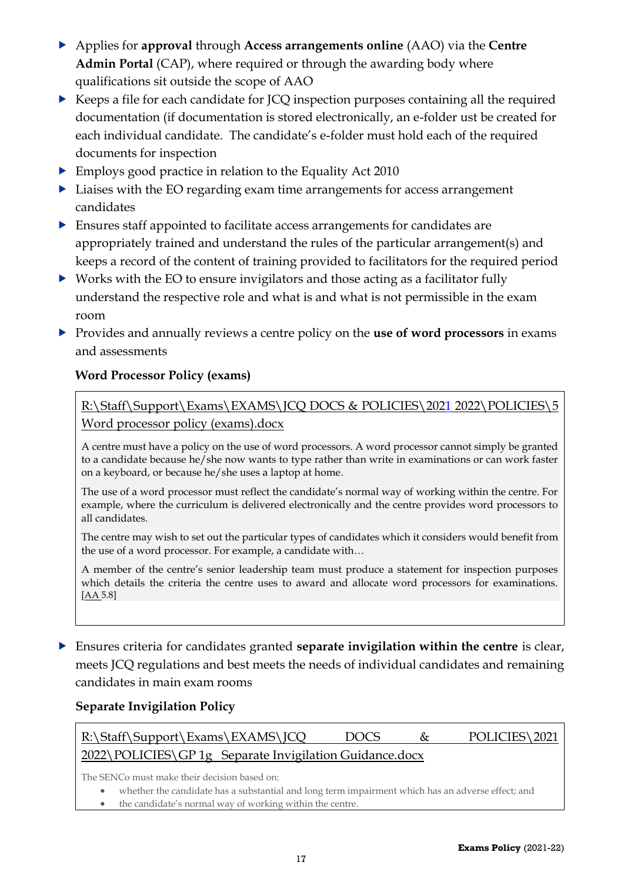- Applies for **approval** through **Access arrangements online** (AAO) via the **Centre Admin Portal** (CAP), where required or through the awarding body where qualifications sit outside the scope of AAO
- Keeps a file for each candidate for JCQ inspection purposes containing all the required documentation (if documentation is stored electronically, an e-folder ust be created for each individual candidate. The candidate's e-folder must hold each of the required documents for inspection
- Employs good practice in relation to the Equality Act 2010
- Liaises with the EO regarding exam time arrangements for access arrangement candidates
- Ensures staff appointed to facilitate access arrangements for candidates are appropriately trained and understand the rules of the particular arrangement(s) and keeps a record of the content of training provided to facilitators for the required period
- Works with the EO to ensure invigilators and those acting as a facilitator fully understand the respective role and what is and what is not permissible in the exam room
- Provides and annually reviews a centre policy on the **use of word processors** in exams and assessments

**Word Processor Policy (exams)**

R:\Staff\Support\Exams\EXAMS\JCQ DOCS & POLICIES\2021 2022\POLICIES\5 Word processor policy (exams).docx

A centre must have a policy on the use of word processors. A word processor cannot simply be granted to a candidate because he/she now wants to type rather than write in examinations or can work faster on a keyboard, or because he/she uses a laptop at home.

The use of a word processor must reflect the candidate's normal way of working within the centre. For example, where the curriculum is delivered electronically and the centre provides word processors to all candidates.

The centre may wish to set out the particular types of candidates which it considers would benefit from the use of a word processor. For example, a candidate with…

A member of the centre's senior leadership team must produce a statement for inspection purposes which details the criteria the centre uses to award and allocate word processors for examinations. [AA 5.8]

- Ensures criteria for candidates granted **separate invigilation within the centre** is clear, meets JCQ regulations and best meets the needs of individual candidates and remaining candidates in main exam rooms

**Separate Invigilation Policy**

R:\Staff\Support\Exams\EXAMS\JCQ DOCS & POLICIES\2021 2022\POLICIES\GP 1g Separate Invigilation Guidance.docx

The SENCo must make their decision based on:

- whether the candidate has a substantial and long term impairment which has an adverse effect; and
- the candidate's normal way of working within the centre.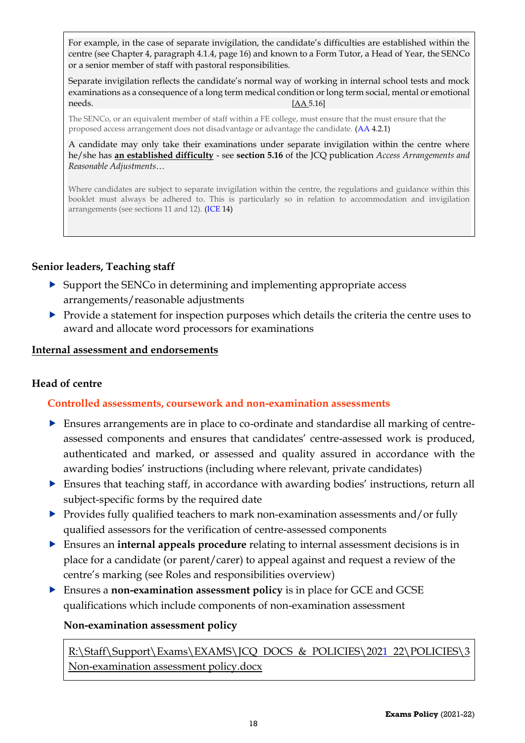> For example, in the case of separate invigilation, the candidate's difficulties are established within the centre (see Chapter 4, paragraph 4.1.4, page 16) and known to a Form Tutor, a Head of Year, the SENCo or a senior member of staff with pastoral responsibilities.
>
> Separate invigilation reflects the candidate's normal way of working in internal school tests and mock examinations as a consequence of a long term medical condition or long term social, mental or emotional needs. [AA 5.16]
>
> The SENCo, or an equivalent member of staff within a FE college, must ensure that the must ensure that the proposed access arrangement does not disadvantage or advantage the candidate. (AA 4.2.1)
>
> A candidate may only take their examinations under separate invigilation within the centre where he/she has **an established difficulty** - see **section 5.16** of the JCQ publication *Access Arrangements and Reasonable Adjustments…*
>
> Where candidates are subject to separate invigilation within the centre, the regulations and guidance within this booklet must always be adhered to. This is particularly so in relation to accommodation and invigilation arrangements (see sections 11 and 12). (ICE 14)

### Senior leaders, Teaching staff

- Support the SENCo in determining and implementing appropriate access arrangements/reasonable adjustments
- Provide a statement for inspection purposes which details the criteria the centre uses to award and allocate word processors for examinations

## Internal assessment and endorsements

### Head of centre

#### Controlled assessments, coursework and non-examination assessments

- Ensures arrangements are in place to co-ordinate and standardise all marking of centre-assessed components and ensures that candidates' centre-assessed work is produced, authenticated and marked, or assessed and quality assured in accordance with the awarding bodies' instructions (including where relevant, private candidates)
- Ensures that teaching staff, in accordance with awarding bodies' instructions, return all subject-specific forms by the required date
- Provides fully qualified teachers to mark non-examination assessments and/or fully qualified assessors for the verification of centre-assessed components
- Ensures an **internal appeals procedure** relating to internal assessment decisions is in place for a candidate (or parent/carer) to appeal against and request a review of the centre's marking (see Roles and responsibilities overview)
- Ensures a **non-examination assessment policy** is in place for GCE and GCSE qualifications which include components of non-examination assessment

**Non-examination assessment policy**

> R:\Staff\Support\Exams\EXAMS\JCQ DOCS & POLICIES\2021 22\POLICIES\3 Non-examination assessment policy.docx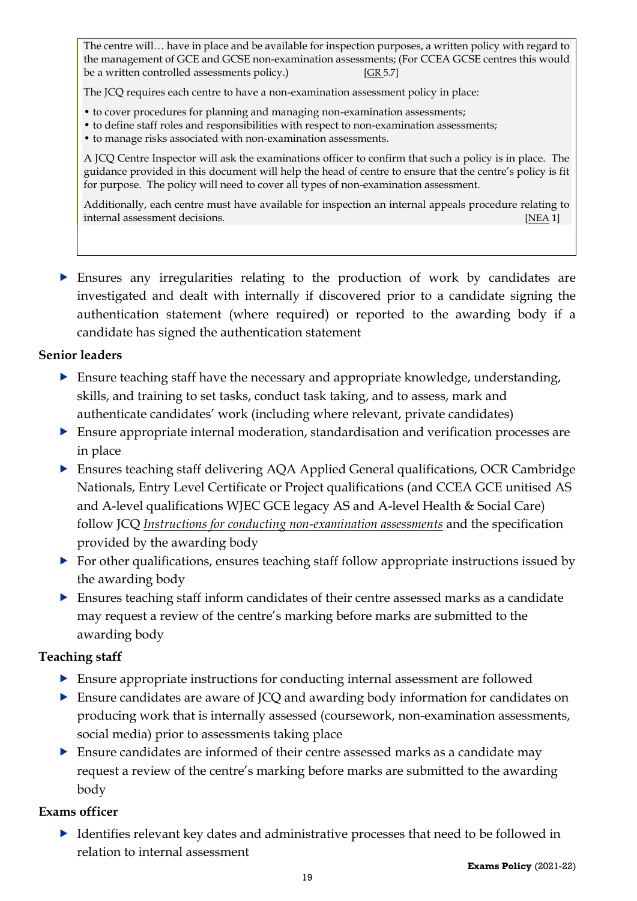> The centre will… have in place and be available for inspection purposes, a written policy with regard to the management of GCE and GCSE non-examination assessments; (For CCEA GCSE centres this would be a written controlled assessments policy.) [GR 5.7]
>
> The JCQ requires each centre to have a non-examination assessment policy in place:
>
> - to cover procedures for planning and managing non-examination assessments;
> - to define staff roles and responsibilities with respect to non-examination assessments;
> - to manage risks associated with non-examination assessments.
>
> A JCQ Centre Inspector will ask the examinations officer to confirm that such a policy is in place. The guidance provided in this document will help the head of centre to ensure that the centre's policy is fit for purpose. The policy will need to cover all types of non-examination assessment.
>
> Additionally, each centre must have available for inspection an internal appeals procedure relating to internal assessment decisions. [NEA 1]

- Ensures any irregularities relating to the production of work by candidates are investigated and dealt with internally if discovered prior to a candidate signing the authentication statement (where required) or reported to the awarding body if a candidate has signed the authentication statement

**Senior leaders**

- Ensure teaching staff have the necessary and appropriate knowledge, understanding, skills, and training to set tasks, conduct task taking, and to assess, mark and authenticate candidates' work (including where relevant, private candidates)
- Ensure appropriate internal moderation, standardisation and verification processes are in place
- Ensures teaching staff delivering AQA Applied General qualifications, OCR Cambridge Nationals, Entry Level Certificate or Project qualifications (and CCEA GCE unitised AS and A-level qualifications WJEC GCE legacy AS and A-level Health & Social Care) follow JCQ *Instructions for conducting non-examination assessments* and the specification provided by the awarding body
- For other qualifications, ensures teaching staff follow appropriate instructions issued by the awarding body
- Ensures teaching staff inform candidates of their centre assessed marks as a candidate may request a review of the centre's marking before marks are submitted to the awarding body

**Teaching staff**

- Ensure appropriate instructions for conducting internal assessment are followed
- Ensure candidates are aware of JCQ and awarding body information for candidates on producing work that is internally assessed (coursework, non-examination assessments, social media) prior to assessments taking place
- Ensure candidates are informed of their centre assessed marks as a candidate may request a review of the centre's marking before marks are submitted to the awarding body

**Exams officer**

- Identifies relevant key dates and administrative processes that need to be followed in relation to internal assessment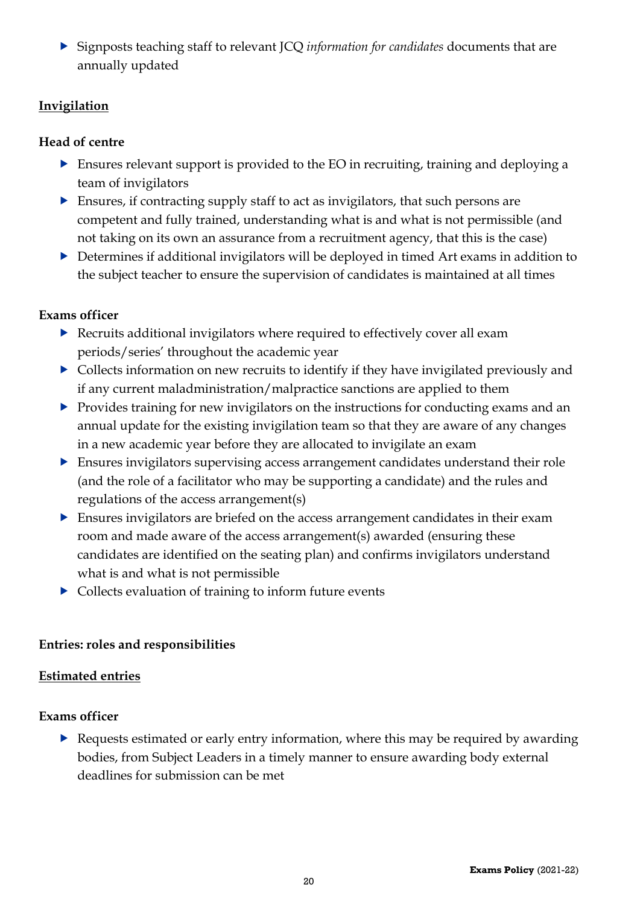- Signposts teaching staff to relevant JCQ *information for candidates* documents that are annually updated

**Invigilation**

**Head of centre**

- Ensures relevant support is provided to the EO in recruiting, training and deploying a team of invigilators
- Ensures, if contracting supply staff to act as invigilators, that such persons are competent and fully trained, understanding what is and what is not permissible (and not taking on its own an assurance from a recruitment agency, that this is the case)
- Determines if additional invigilators will be deployed in timed Art exams in addition to the subject teacher to ensure the supervision of candidates is maintained at all times

**Exams officer**

- Recruits additional invigilators where required to effectively cover all exam periods/series' throughout the academic year
- Collects information on new recruits to identify if they have invigilated previously and if any current maladministration/malpractice sanctions are applied to them
- Provides training for new invigilators on the instructions for conducting exams and an annual update for the existing invigilation team so that they are aware of any changes in a new academic year before they are allocated to invigilate an exam
- Ensures invigilators supervising access arrangement candidates understand their role (and the role of a facilitator who may be supporting a candidate) and the rules and regulations of the access arrangement(s)
- Ensures invigilators are briefed on the access arrangement candidates in their exam room and made aware of the access arrangement(s) awarded (ensuring these candidates are identified on the seating plan) and confirms invigilators understand what is and what is not permissible
- Collects evaluation of training to inform future events

**Entries: roles and responsibilities**

**Estimated entries**

**Exams officer**

- Requests estimated or early entry information, where this may be required by awarding bodies, from Subject Leaders in a timely manner to ensure awarding body external deadlines for submission can be met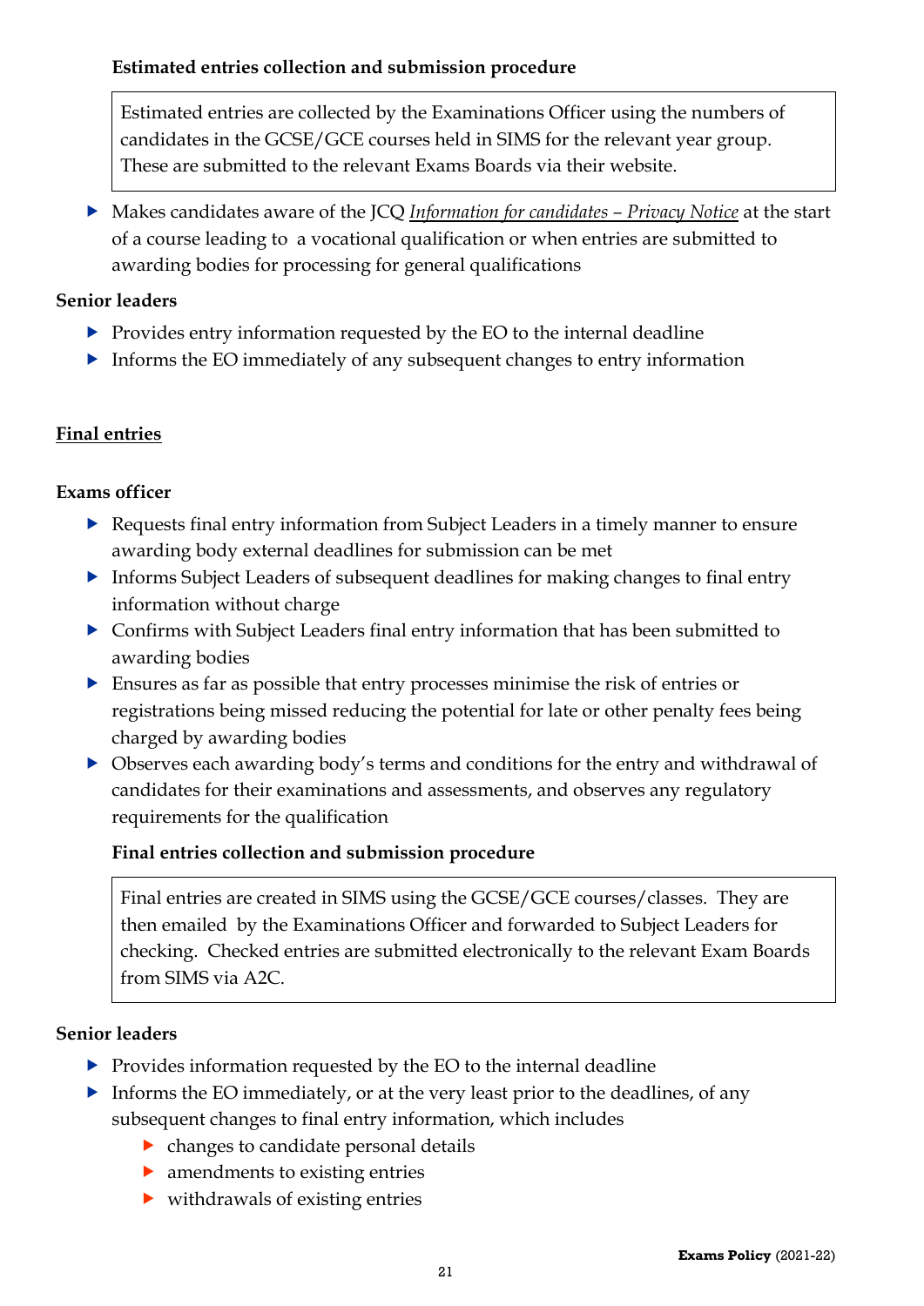**Estimated entries collection and submission procedure**

Estimated entries are collected by the Examinations Officer using the numbers of candidates in the GCSE/GCE courses held in SIMS for the relevant year group. These are submitted to the relevant Exams Boards via their website.

- Makes candidates aware of the JCQ *Information for candidates – Privacy Notice* at the start of a course leading to a vocational qualification or when entries are submitted to awarding bodies for processing for general qualifications

**Senior leaders**

- Provides entry information requested by the EO to the internal deadline
- Informs the EO immediately of any subsequent changes to entry information

**Final entries**

**Exams officer**

- Requests final entry information from Subject Leaders in a timely manner to ensure awarding body external deadlines for submission can be met
- Informs Subject Leaders of subsequent deadlines for making changes to final entry information without charge
- Confirms with Subject Leaders final entry information that has been submitted to awarding bodies
- Ensures as far as possible that entry processes minimise the risk of entries or registrations being missed reducing the potential for late or other penalty fees being charged by awarding bodies
- Observes each awarding body's terms and conditions for the entry and withdrawal of candidates for their examinations and assessments, and observes any regulatory requirements for the qualification

**Final entries collection and submission procedure**

Final entries are created in SIMS using the GCSE/GCE courses/classes. They are then emailed by the Examinations Officer and forwarded to Subject Leaders for checking. Checked entries are submitted electronically to the relevant Exam Boards from SIMS via A2C.

**Senior leaders**

- Provides information requested by the EO to the internal deadline
- Informs the EO immediately, or at the very least prior to the deadlines, of any subsequent changes to final entry information, which includes
  - changes to candidate personal details
  - amendments to existing entries
  - withdrawals of existing entries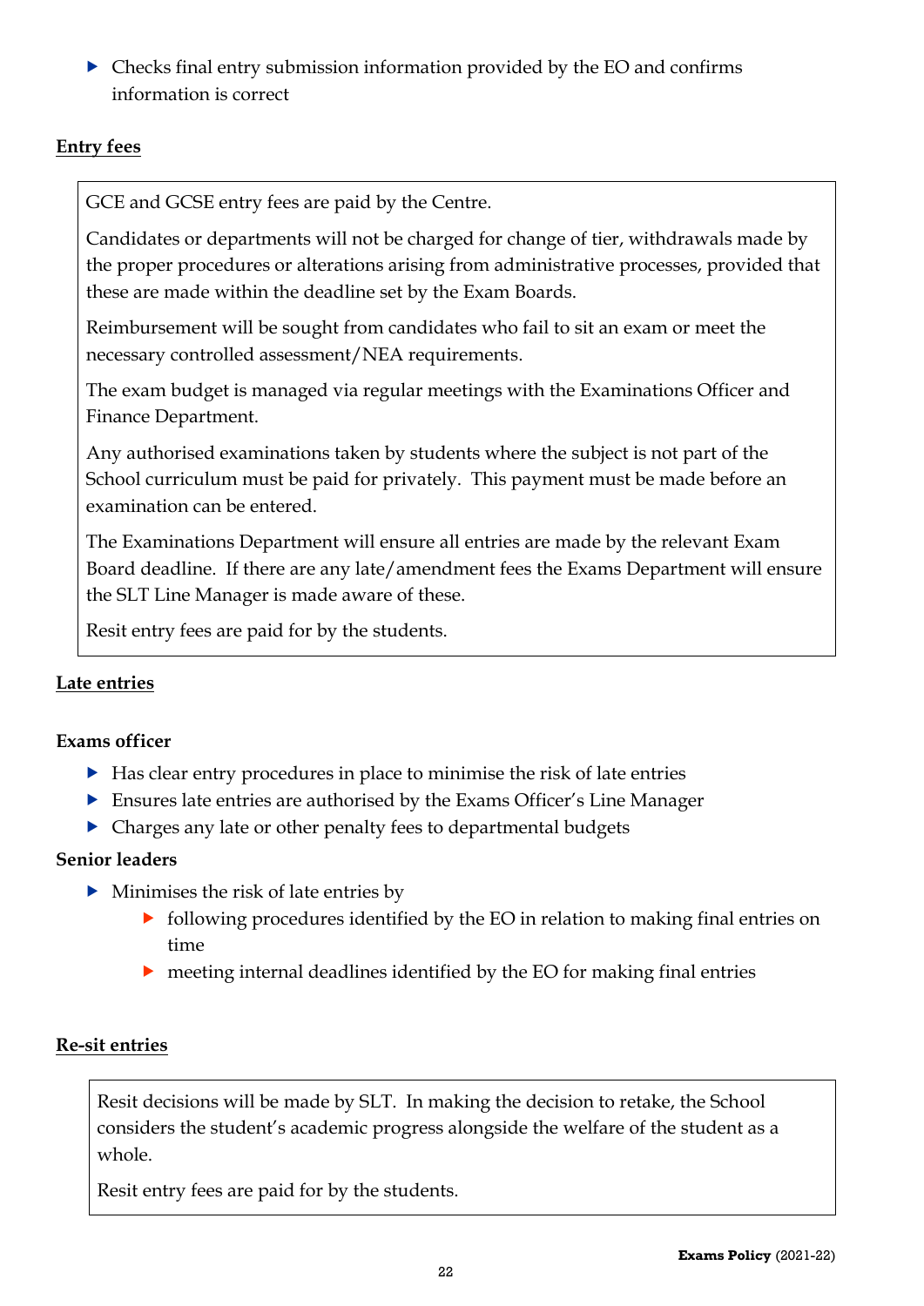- Checks final entry submission information provided by the EO and confirms information is correct

**Entry fees**

GCE and GCSE entry fees are paid by the Centre.

Candidates or departments will not be charged for change of tier, withdrawals made by the proper procedures or alterations arising from administrative processes, provided that these are made within the deadline set by the Exam Boards.

Reimbursement will be sought from candidates who fail to sit an exam or meet the necessary controlled assessment/NEA requirements.

The exam budget is managed via regular meetings with the Examinations Officer and Finance Department.

Any authorised examinations taken by students where the subject is not part of the School curriculum must be paid for privately. This payment must be made before an examination can be entered.

The Examinations Department will ensure all entries are made by the relevant Exam Board deadline. If there are any late/amendment fees the Exams Department will ensure the SLT Line Manager is made aware of these.

Resit entry fees are paid for by the students.

**Late entries**

**Exams officer**

- Has clear entry procedures in place to minimise the risk of late entries
- Ensures late entries are authorised by the Exams Officer's Line Manager
- Charges any late or other penalty fees to departmental budgets

**Senior leaders**

- Minimises the risk of late entries by
  - following procedures identified by the EO in relation to making final entries on time
  - meeting internal deadlines identified by the EO for making final entries

**Re-sit entries**

Resit decisions will be made by SLT. In making the decision to retake, the School considers the student's academic progress alongside the welfare of the student as a whole.

Resit entry fees are paid for by the students.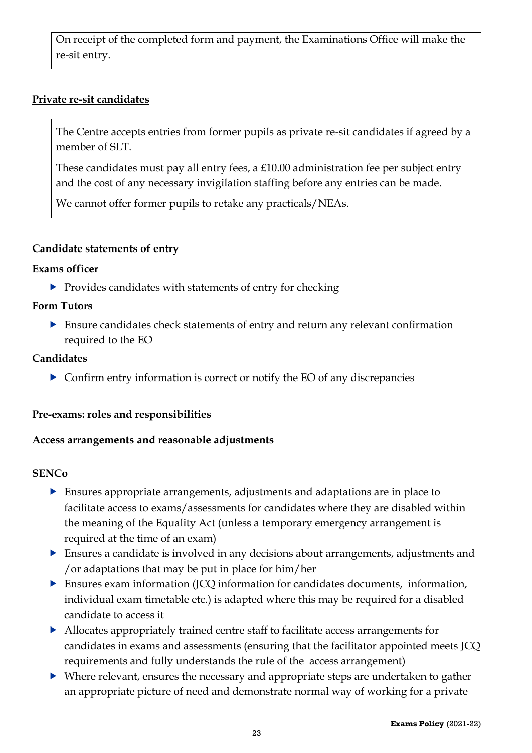On receipt of the completed form and payment, the Examinations Office will make the re-sit entry.

**Private re-sit candidates**

The Centre accepts entries from former pupils as private re-sit candidates if agreed by a member of SLT.

These candidates must pay all entry fees, a £10.00 administration fee per subject entry and the cost of any necessary invigilation staffing before any entries can be made.

We cannot offer former pupils to retake any practicals/NEAs.

**Candidate statements of entry**

**Exams officer**

- Provides candidates with statements of entry for checking

**Form Tutors**

- Ensure candidates check statements of entry and return any relevant confirmation required to the EO

**Candidates**

- Confirm entry information is correct or notify the EO of any discrepancies

**Pre-exams: roles and responsibilities**

**Access arrangements and reasonable adjustments**

**SENCo**

- Ensures appropriate arrangements, adjustments and adaptations are in place to facilitate access to exams/assessments for candidates where they are disabled within the meaning of the Equality Act (unless a temporary emergency arrangement is required at the time of an exam)
- Ensures a candidate is involved in any decisions about arrangements, adjustments and /or adaptations that may be put in place for him/her
- Ensures exam information (JCQ information for candidates documents, information, individual exam timetable etc.) is adapted where this may be required for a disabled candidate to access it
- Allocates appropriately trained centre staff to facilitate access arrangements for candidates in exams and assessments (ensuring that the facilitator appointed meets JCQ requirements and fully understands the rule of the access arrangement)
- Where relevant, ensures the necessary and appropriate steps are undertaken to gather an appropriate picture of need and demonstrate normal way of working for a private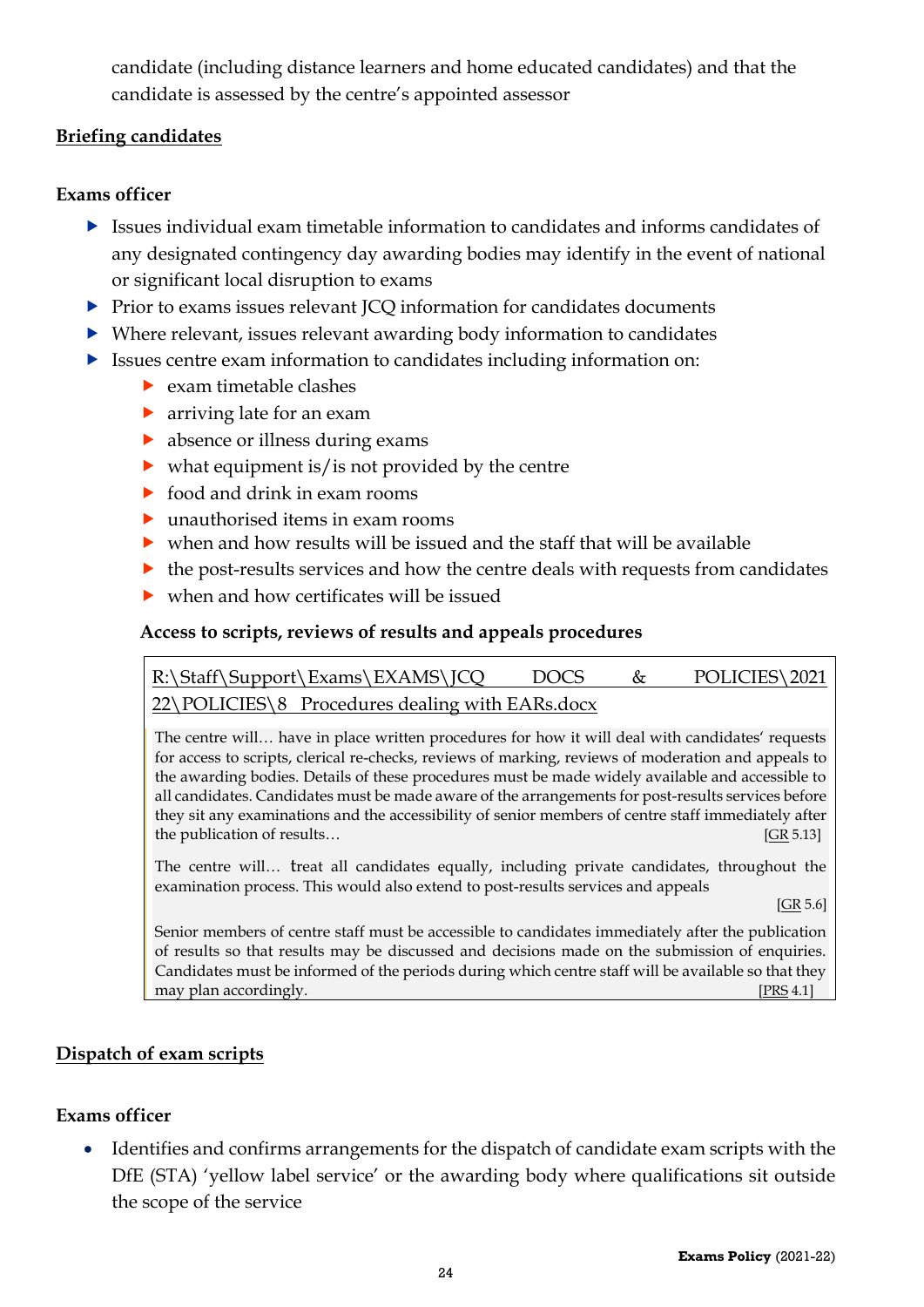candidate (including distance learners and home educated candidates) and that the candidate is assessed by the centre's appointed assessor

## Briefing candidates

### Exams officer

- Issues individual exam timetable information to candidates and informs candidates of any designated contingency day awarding bodies may identify in the event of national or significant local disruption to exams
- Prior to exams issues relevant JCQ information for candidates documents
- Where relevant, issues relevant awarding body information to candidates
- Issues centre exam information to candidates including information on:
  - exam timetable clashes
  - arriving late for an exam
  - absence or illness during exams
  - what equipment is/is not provided by the centre
  - food and drink in exam rooms
  - unauthorised items in exam rooms
  - when and how results will be issued and the staff that will be available
  - the post-results services and how the centre deals with requests from candidates
  - when and how certificates will be issued

**Access to scripts, reviews of results and appeals procedures**

R:\Staff\Support\Exams\EXAMS\JCQ DOCS & POLICIES\2021 22\POLICIES\8 Procedures dealing with EARs.docx

> The centre will… have in place written procedures for how it will deal with candidates' requests for access to scripts, clerical re-checks, reviews of marking, reviews of moderation and appeals to the awarding bodies. Details of these procedures must be made widely available and accessible to all candidates. Candidates must be made aware of the arrangements for post-results services before they sit any examinations and the accessibility of senior members of centre staff immediately after the publication of results… [GR 5.13]
>
> The centre will… treat all candidates equally, including private candidates, throughout the examination process. This would also extend to post-results services and appeals [GR 5.6]
>
> Senior members of centre staff must be accessible to candidates immediately after the publication of results so that results may be discussed and decisions made on the submission of enquiries. Candidates must be informed of the periods during which centre staff will be available so that they may plan accordingly. [PRS 4.1]

## Dispatch of exam scripts

### Exams officer

- Identifies and confirms arrangements for the dispatch of candidate exam scripts with the DfE (STA) 'yellow label service' or the awarding body where qualifications sit outside the scope of the service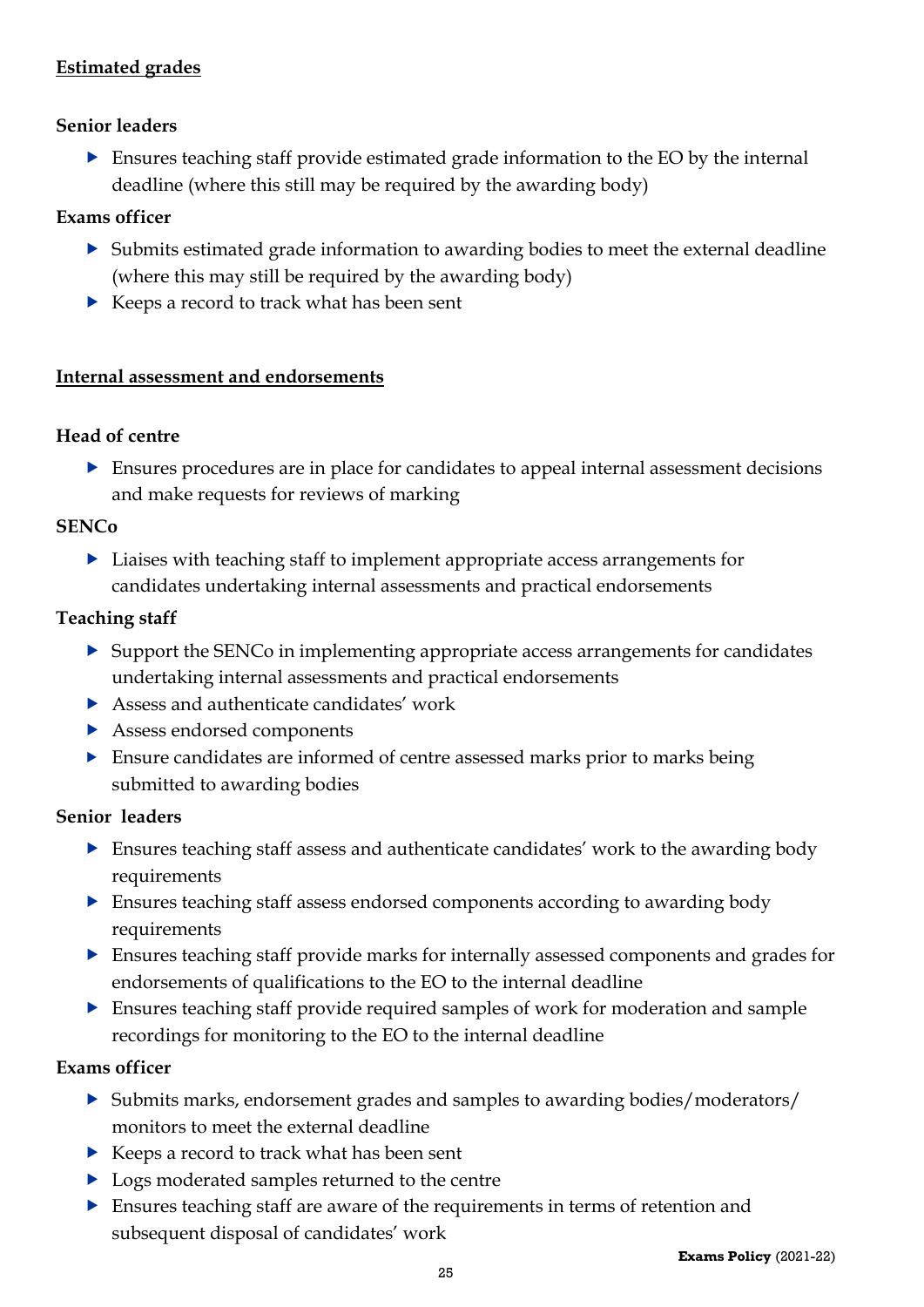**Estimated grades**

**Senior leaders**

- Ensures teaching staff provide estimated grade information to the EO by the internal deadline (where this still may be required by the awarding body)

**Exams officer**

- Submits estimated grade information to awarding bodies to meet the external deadline (where this may still be required by the awarding body)
- Keeps a record to track what has been sent

**Internal assessment and endorsements**

**Head of centre**

- Ensures procedures are in place for candidates to appeal internal assessment decisions and make requests for reviews of marking

**SENCo**

- Liaises with teaching staff to implement appropriate access arrangements for candidates undertaking internal assessments and practical endorsements

**Teaching staff**

- Support the SENCo in implementing appropriate access arrangements for candidates undertaking internal assessments and practical endorsements
- Assess and authenticate candidates' work
- Assess endorsed components
- Ensure candidates are informed of centre assessed marks prior to marks being submitted to awarding bodies

**Senior leaders**

- Ensures teaching staff assess and authenticate candidates' work to the awarding body requirements
- Ensures teaching staff assess endorsed components according to awarding body requirements
- Ensures teaching staff provide marks for internally assessed components and grades for endorsements of qualifications to the EO to the internal deadline
- Ensures teaching staff provide required samples of work for moderation and sample recordings for monitoring to the EO to the internal deadline

**Exams officer**

- Submits marks, endorsement grades and samples to awarding bodies/moderators/ monitors to meet the external deadline
- Keeps a record to track what has been sent
- Logs moderated samples returned to the centre
- Ensures teaching staff are aware of the requirements in terms of retention and subsequent disposal of candidates' work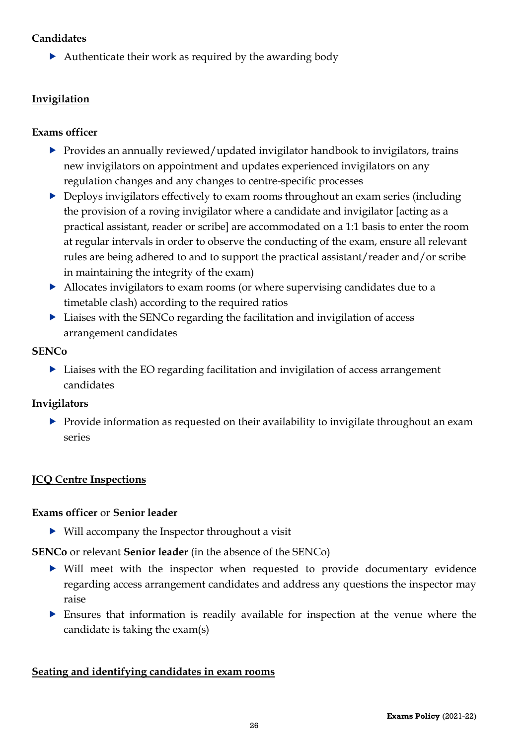**Candidates**

- Authenticate their work as required by the awarding body

## Invigilation

**Exams officer**

- Provides an annually reviewed/updated invigilator handbook to invigilators, trains new invigilators on appointment and updates experienced invigilators on any regulation changes and any changes to centre-specific processes
- Deploys invigilators effectively to exam rooms throughout an exam series (including the provision of a roving invigilator where a candidate and invigilator [acting as a practical assistant, reader or scribe] are accommodated on a 1:1 basis to enter the room at regular intervals in order to observe the conducting of the exam, ensure all relevant rules are being adhered to and to support the practical assistant/reader and/or scribe in maintaining the integrity of the exam)
- Allocates invigilators to exam rooms (or where supervising candidates due to a timetable clash) according to the required ratios
- Liaises with the SENCo regarding the facilitation and invigilation of access arrangement candidates

**SENCo**

- Liaises with the EO regarding facilitation and invigilation of access arrangement candidates

**Invigilators**

- Provide information as requested on their availability to invigilate throughout an exam series

## JCQ Centre Inspections

**Exams officer** or **Senior leader**

- Will accompany the Inspector throughout a visit

**SENCo** or relevant **Senior leader** (in the absence of the SENCo)

- Will meet with the inspector when requested to provide documentary evidence regarding access arrangement candidates and address any questions the inspector may raise
- Ensures that information is readily available for inspection at the venue where the candidate is taking the exam(s)

## Seating and identifying candidates in exam rooms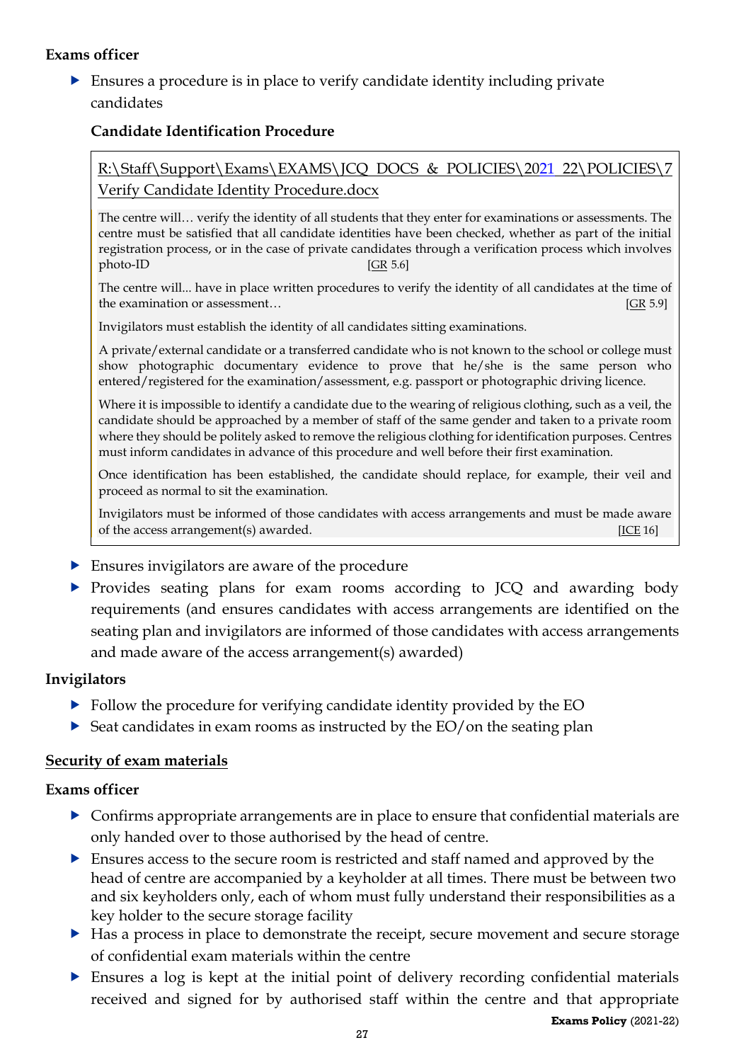**Exams officer**

- Ensures a procedure is in place to verify candidate identity including private candidates

**Candidate Identification Procedure**

> R:\Staff\Support\Exams\EXAMS\JCQ DOCS & POLICIES\2021 22\POLICIES\7 Verify Candidate Identity Procedure.docx
>
> The centre will… verify the identity of all students that they enter for examinations or assessments. The centre must be satisfied that all candidate identities have been checked, whether as part of the initial registration process, or in the case of private candidates through a verification process which involves photo-ID [GR 5.6]
>
> The centre will... have in place written procedures to verify the identity of all candidates at the time of the examination or assessment… [GR 5.9]
>
> Invigilators must establish the identity of all candidates sitting examinations.
>
> A private/external candidate or a transferred candidate who is not known to the school or college must show photographic documentary evidence to prove that he/she is the same person who entered/registered for the examination/assessment, e.g. passport or photographic driving licence.
>
> Where it is impossible to identify a candidate due to the wearing of religious clothing, such as a veil, the candidate should be approached by a member of staff of the same gender and taken to a private room where they should be politely asked to remove the religious clothing for identification purposes. Centres must inform candidates in advance of this procedure and well before their first examination.
>
> Once identification has been established, the candidate should replace, for example, their veil and proceed as normal to sit the examination.
>
> Invigilators must be informed of those candidates with access arrangements and must be made aware of the access arrangement(s) awarded. [ICE 16]

- Ensures invigilators are aware of the procedure
- Provides seating plans for exam rooms according to JCQ and awarding body requirements (and ensures candidates with access arrangements are identified on the seating plan and invigilators are informed of those candidates with access arrangements and made aware of the access arrangement(s) awarded)

**Invigilators**

- Follow the procedure for verifying candidate identity provided by the EO
- Seat candidates in exam rooms as instructed by the EO/on the seating plan

## Security of exam materials

**Exams officer**

- Confirms appropriate arrangements are in place to ensure that confidential materials are only handed over to those authorised by the head of centre.
- Ensures access to the secure room is restricted and staff named and approved by the head of centre are accompanied by a keyholder at all times. There must be between two and six keyholders only, each of whom must fully understand their responsibilities as a key holder to the secure storage facility
- Has a process in place to demonstrate the receipt, secure movement and secure storage of confidential exam materials within the centre
- Ensures a log is kept at the initial point of delivery recording confidential materials received and signed for by authorised staff within the centre and that appropriate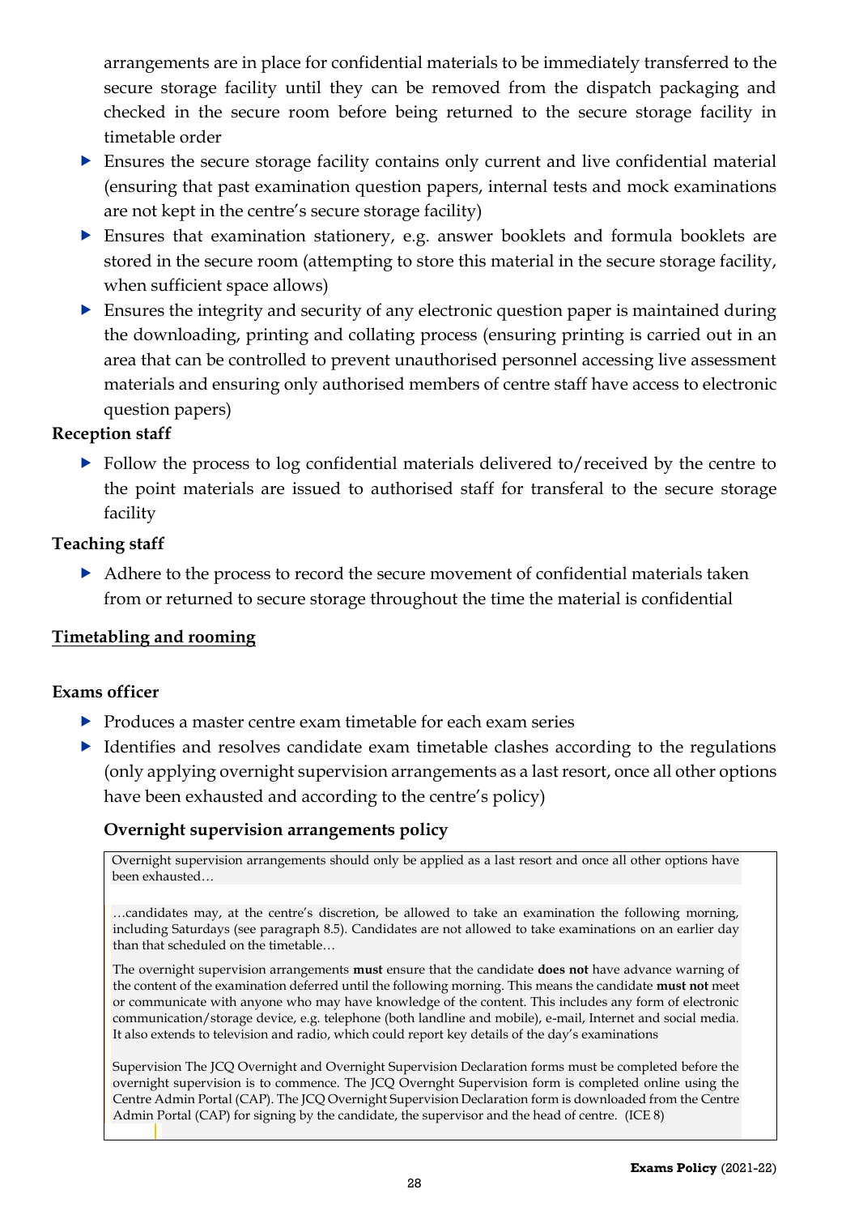arrangements are in place for confidential materials to be immediately transferred to the secure storage facility until they can be removed from the dispatch packaging and checked in the secure room before being returned to the secure storage facility in timetable order

- Ensures the secure storage facility contains only current and live confidential material (ensuring that past examination question papers, internal tests and mock examinations are not kept in the centre's secure storage facility)
- Ensures that examination stationery, e.g. answer booklets and formula booklets are stored in the secure room (attempting to store this material in the secure storage facility, when sufficient space allows)
- Ensures the integrity and security of any electronic question paper is maintained during the downloading, printing and collating process (ensuring printing is carried out in an area that can be controlled to prevent unauthorised personnel accessing live assessment materials and ensuring only authorised members of centre staff have access to electronic question papers)

**Reception staff**

- Follow the process to log confidential materials delivered to/received by the centre to the point materials are issued to authorised staff for transferal to the secure storage facility

**Teaching staff**

- Adhere to the process to record the secure movement of confidential materials taken from or returned to secure storage throughout the time the material is confidential

## Timetabling and rooming

**Exams officer**

- Produces a master centre exam timetable for each exam series
- Identifies and resolves candidate exam timetable clashes according to the regulations (only applying overnight supervision arrangements as a last resort, once all other options have been exhausted and according to the centre's policy)

### Overnight supervision arrangements policy

Overnight supervision arrangements should only be applied as a last resort and once all other options have been exhausted…

…candidates may, at the centre's discretion, be allowed to take an examination the following morning, including Saturdays (see paragraph 8.5). Candidates are not allowed to take examinations on an earlier day than that scheduled on the timetable…

The overnight supervision arrangements **must** ensure that the candidate **does not** have advance warning of the content of the examination deferred until the following morning. This means the candidate **must not** meet or communicate with anyone who may have knowledge of the content. This includes any form of electronic communication/storage device, e.g. telephone (both landline and mobile), e-mail, Internet and social media. It also extends to television and radio, which could report key details of the day's examinations

Supervision The JCQ Overnight and Overnight Supervision Declaration forms must be completed before the overnight supervision is to commence. The JCQ Overnght Supervision form is completed online using the Centre Admin Portal (CAP). The JCQ Overnight Supervision Declaration form is downloaded from the Centre Admin Portal (CAP) for signing by the candidate, the supervisor and the head of centre. (ICE 8)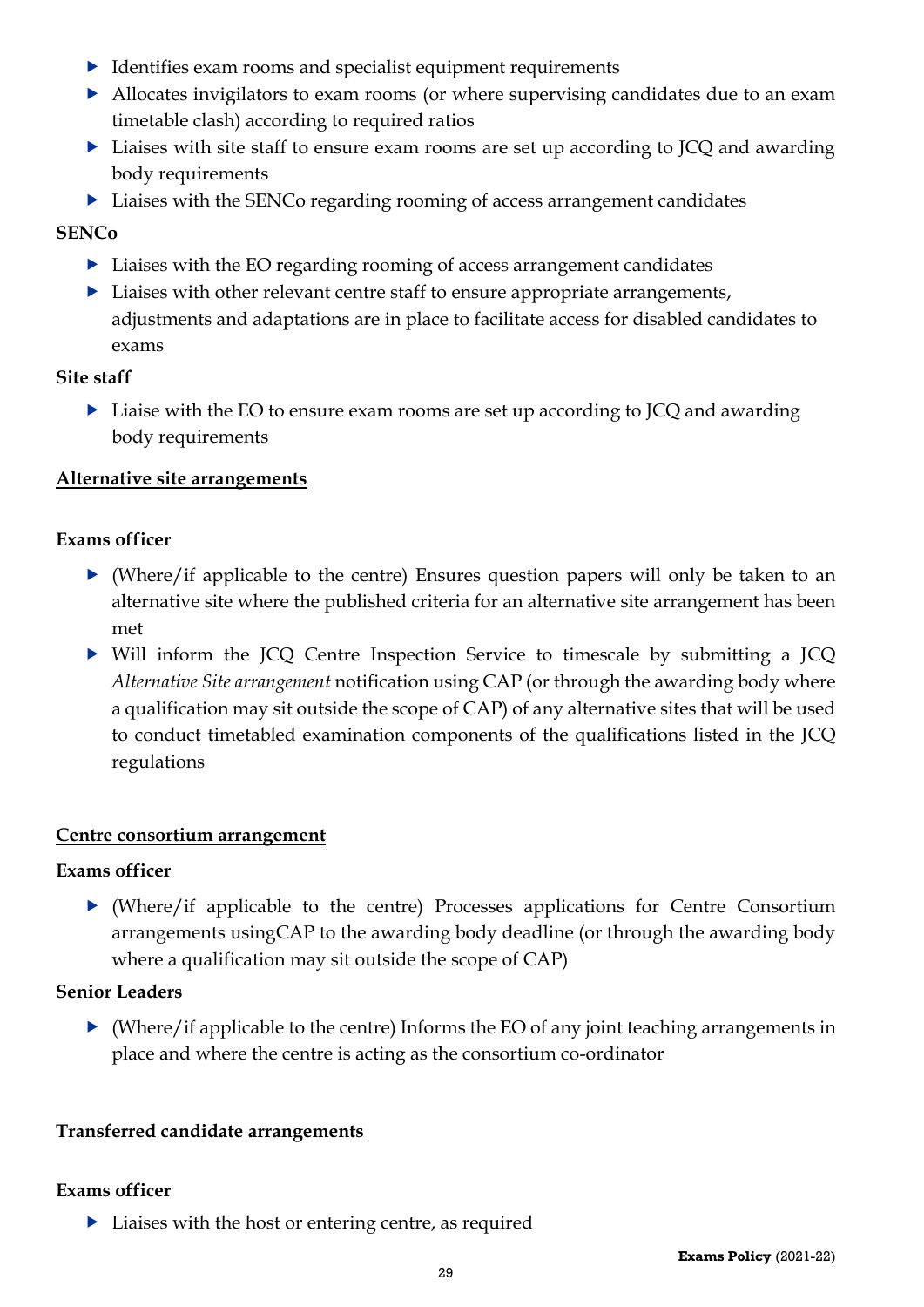- Identifies exam rooms and specialist equipment requirements
- Allocates invigilators to exam rooms (or where supervising candidates due to an exam timetable clash) according to required ratios
- Liaises with site staff to ensure exam rooms are set up according to JCQ and awarding body requirements
- Liaises with the SENCo regarding rooming of access arrangement candidates

**SENCo**

- Liaises with the EO regarding rooming of access arrangement candidates
- Liaises with other relevant centre staff to ensure appropriate arrangements, adjustments and adaptations are in place to facilitate access for disabled candidates to exams

**Site staff**

- Liaise with the EO to ensure exam rooms are set up according to JCQ and awarding body requirements

**<u>Alternative site arrangements</u>**

**Exams officer**

- (Where/if applicable to the centre) Ensures question papers will only be taken to an alternative site where the published criteria for an alternative site arrangement has been met
- Will inform the JCQ Centre Inspection Service to timescale by submitting a JCQ *Alternative Site arrangement* notification using CAP (or through the awarding body where a qualification may sit outside the scope of CAP) of any alternative sites that will be used to conduct timetabled examination components of the qualifications listed in the JCQ regulations

**<u>Centre consortium arrangement</u>**

**Exams officer**

- (Where/if applicable to the centre) Processes applications for Centre Consortium arrangements usingCAP to the awarding body deadline (or through the awarding body where a qualification may sit outside the scope of CAP)

**Senior Leaders**

- (Where/if applicable to the centre) Informs the EO of any joint teaching arrangements in place and where the centre is acting as the consortium co-ordinator

**<u>Transferred candidate arrangements</u>**

**Exams officer**

- Liaises with the host or entering centre, as required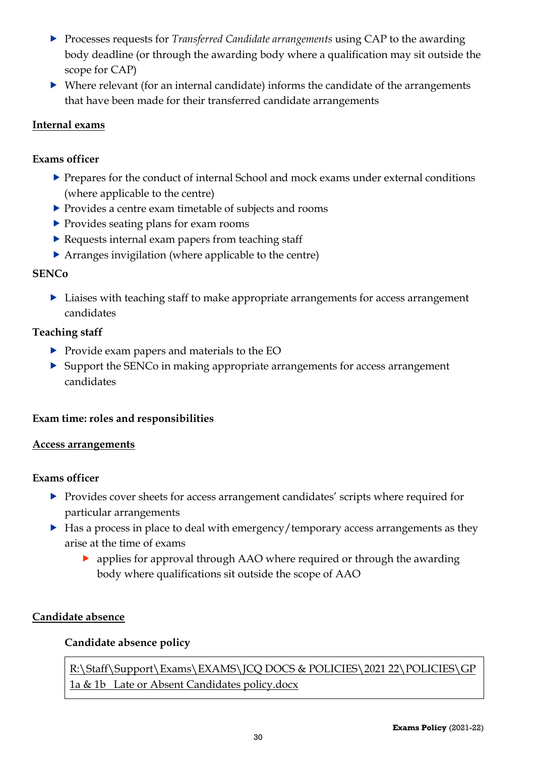- Processes requests for *Transferred Candidate arrangements* using CAP to the awarding body deadline (or through the awarding body where a qualification may sit outside the scope for CAP)
- Where relevant (for an internal candidate) informs the candidate of the arrangements that have been made for their transferred candidate arrangements

**<u>Internal exams</u>**

**Exams officer**

- Prepares for the conduct of internal School and mock exams under external conditions (where applicable to the centre)
- Provides a centre exam timetable of subjects and rooms
- Provides seating plans for exam rooms
- Requests internal exam papers from teaching staff
- Arranges invigilation (where applicable to the centre)

**SENCo**

- Liaises with teaching staff to make appropriate arrangements for access arrangement candidates

**Teaching staff**

- Provide exam papers and materials to the EO
- Support the SENCo in making appropriate arrangements for access arrangement candidates

**Exam time: roles and responsibilities**

**<u>Access arrangements</u>**

**Exams officer**

- Provides cover sheets for access arrangement candidates' scripts where required for particular arrangements
- Has a process in place to deal with emergency/temporary access arrangements as they arise at the time of exams
    - applies for approval through AAO where required or through the awarding body where qualifications sit outside the scope of AAO

**<u>Candidate absence</u>**

**Candidate absence policy**

| R:\Staff\Support\Exams\EXAMS\JCQ DOCS & POLICIES\2021 22\POLICIES\GP 1a & 1b  Late or Absent Candidates policy.docx |
|---|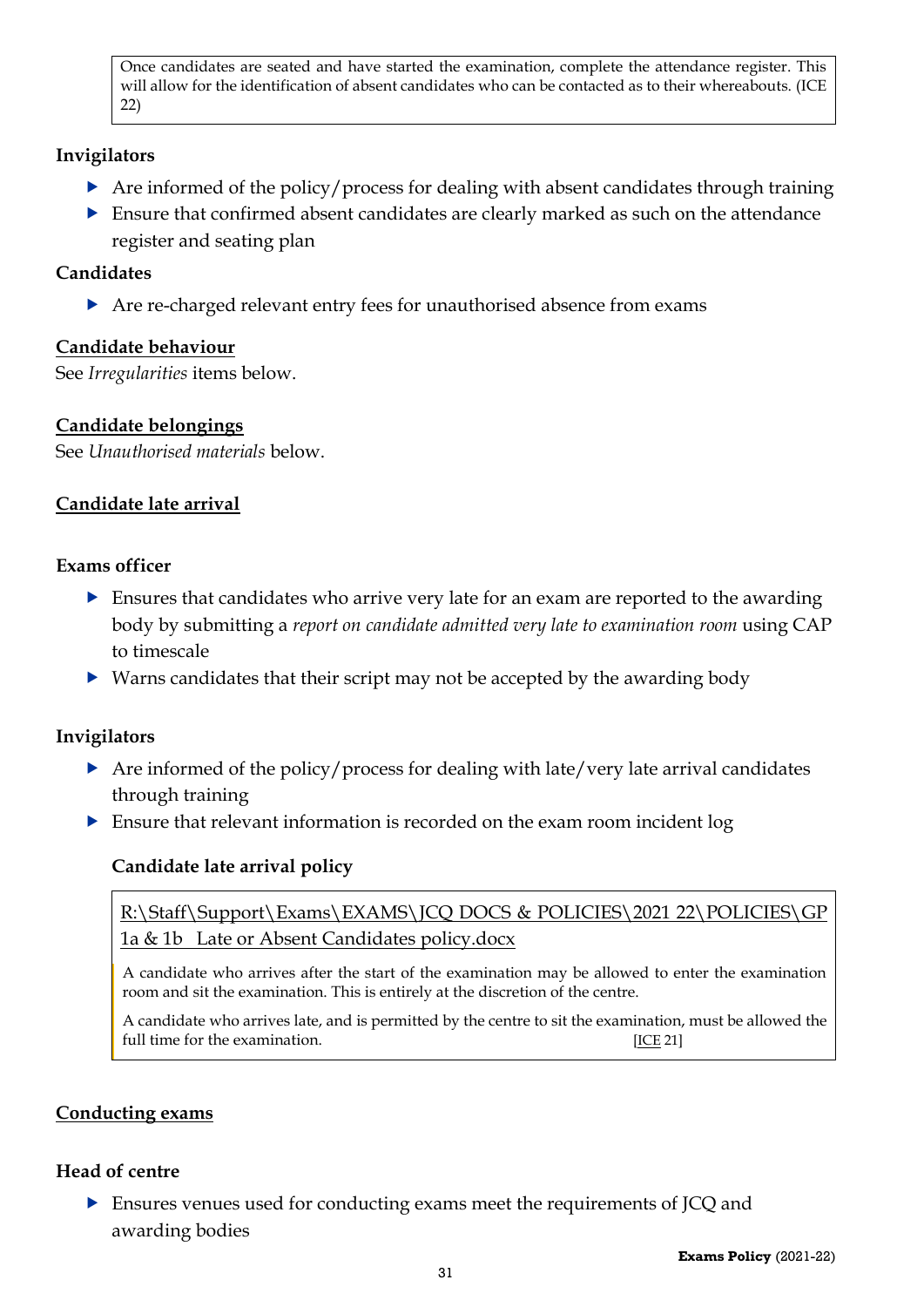> Once candidates are seated and have started the examination, complete the attendance register. This will allow for the identification of absent candidates who can be contacted as to their whereabouts. (ICE 22)

**Invigilators**

- Are informed of the policy/process for dealing with absent candidates through training
- Ensure that confirmed absent candidates are clearly marked as such on the attendance register and seating plan

**Candidates**

- Are re-charged relevant entry fees for unauthorised absence from exams

## Candidate behaviour

See *Irregularities* items below.

## Candidate belongings

See *Unauthorised materials* below.

## Candidate late arrival

**Exams officer**

- Ensures that candidates who arrive very late for an exam are reported to the awarding body by submitting a *report on candidate admitted very late to examination room* using CAP to timescale
- Warns candidates that their script may not be accepted by the awarding body

**Invigilators**

- Are informed of the policy/process for dealing with late/very late arrival candidates through training
- Ensure that relevant information is recorded on the exam room incident log

**Candidate late arrival policy**

> R:\Staff\Support\Exams\EXAMS\JCQ DOCS & POLICIES\2021 22\POLICIES\GP 1a & 1b Late or Absent Candidates policy.docx
>
> A candidate who arrives after the start of the examination may be allowed to enter the examination room and sit the examination. This is entirely at the discretion of the centre.
>
> A candidate who arrives late, and is permitted by the centre to sit the examination, must be allowed the full time for the examination. [ICE 21]

## Conducting exams

**Head of centre**

- Ensures venues used for conducting exams meet the requirements of JCQ and awarding bodies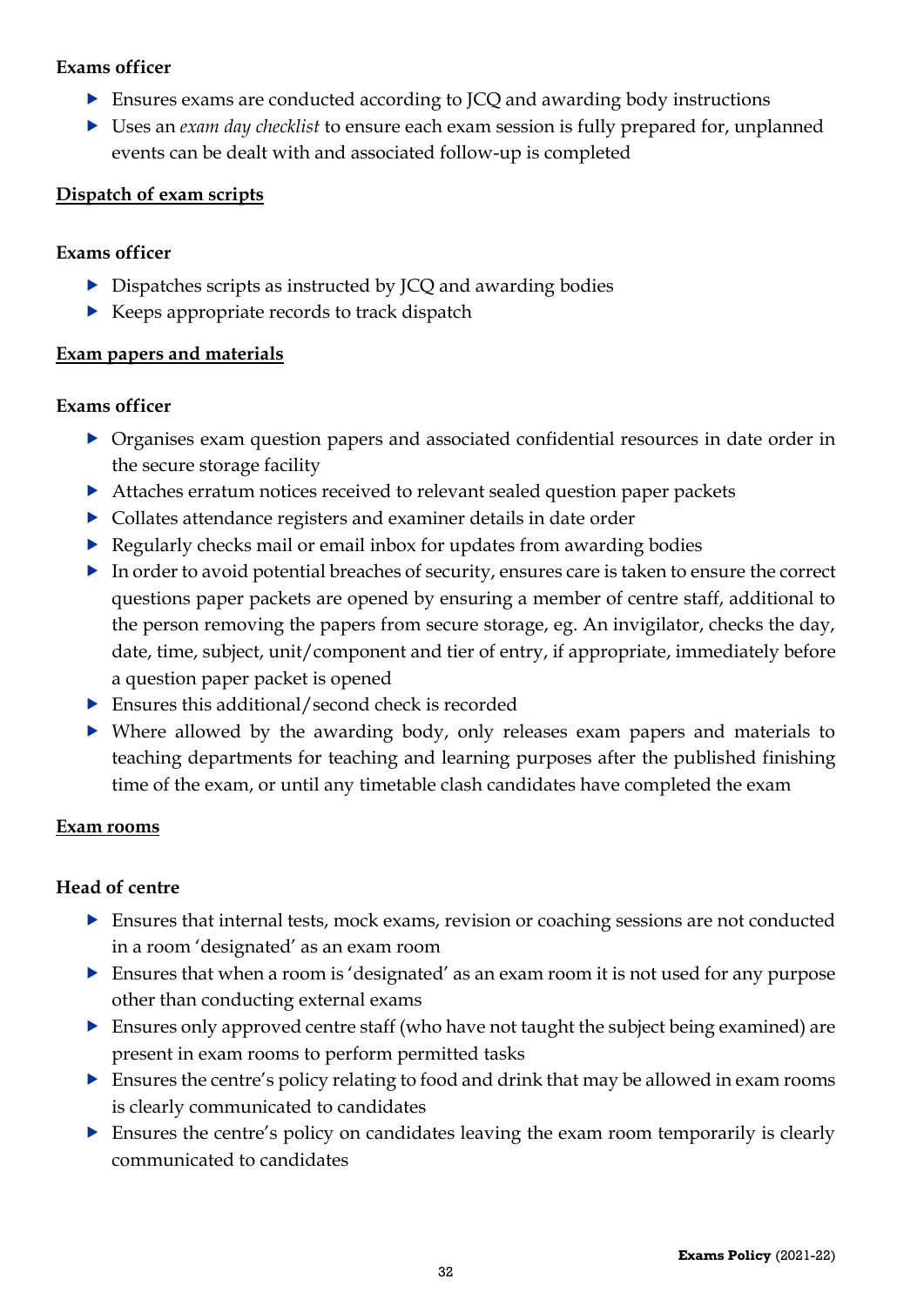**Exams officer**

- Ensures exams are conducted according to JCQ and awarding body instructions
- Uses an *exam day checklist* to ensure each exam session is fully prepared for, unplanned events can be dealt with and associated follow-up is completed

**Dispatch of exam scripts**

**Exams officer**

- Dispatches scripts as instructed by JCQ and awarding bodies
- Keeps appropriate records to track dispatch

**Exam papers and materials**

**Exams officer**

- Organises exam question papers and associated confidential resources in date order in the secure storage facility
- Attaches erratum notices received to relevant sealed question paper packets
- Collates attendance registers and examiner details in date order
- Regularly checks mail or email inbox for updates from awarding bodies
- In order to avoid potential breaches of security, ensures care is taken to ensure the correct questions paper packets are opened by ensuring a member of centre staff, additional to the person removing the papers from secure storage, eg. An invigilator, checks the day, date, time, subject, unit/component and tier of entry, if appropriate, immediately before a question paper packet is opened
- Ensures this additional/second check is recorded
- Where allowed by the awarding body, only releases exam papers and materials to teaching departments for teaching and learning purposes after the published finishing time of the exam, or until any timetable clash candidates have completed the exam

**Exam rooms**

**Head of centre**

- Ensures that internal tests, mock exams, revision or coaching sessions are not conducted in a room 'designated' as an exam room
- Ensures that when a room is 'designated' as an exam room it is not used for any purpose other than conducting external exams
- Ensures only approved centre staff (who have not taught the subject being examined) are present in exam rooms to perform permitted tasks
- Ensures the centre's policy relating to food and drink that may be allowed in exam rooms is clearly communicated to candidates
- Ensures the centre's policy on candidates leaving the exam room temporarily is clearly communicated to candidates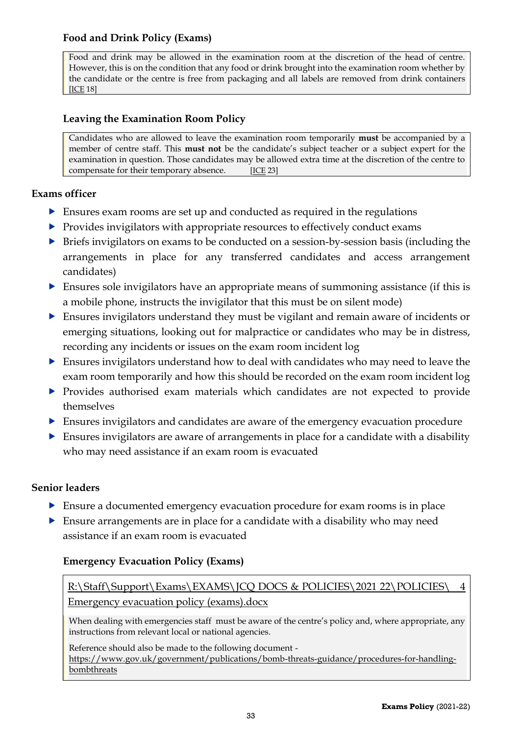### Food and Drink Policy (Exams)

> Food and drink may be allowed in the examination room at the discretion of the head of centre. However, this is on the condition that any food or drink brought into the examination room whether by the candidate or the centre is free from packaging and all labels are removed from drink containers [ICE 18]

### Leaving the Examination Room Policy

> Candidates who are allowed to leave the examination room temporarily **must** be accompanied by a member of centre staff. This **must not** be the candidate's subject teacher or a subject expert for the examination in question. Those candidates may be allowed extra time at the discretion of the centre to compensate for their temporary absence. [ICE 23]

**Exams officer**

- Ensures exam rooms are set up and conducted as required in the regulations
- Provides invigilators with appropriate resources to effectively conduct exams
- Briefs invigilators on exams to be conducted on a session-by-session basis (including the arrangements in place for any transferred candidates and access arrangement candidates)
- Ensures sole invigilators have an appropriate means of summoning assistance (if this is a mobile phone, instructs the invigilator that this must be on silent mode)
- Ensures invigilators understand they must be vigilant and remain aware of incidents or emerging situations, looking out for malpractice or candidates who may be in distress, recording any incidents or issues on the exam room incident log
- Ensures invigilators understand how to deal with candidates who may need to leave the exam room temporarily and how this should be recorded on the exam room incident log
- Provides authorised exam materials which candidates are not expected to provide themselves
- Ensures invigilators and candidates are aware of the emergency evacuation procedure
- Ensures invigilators are aware of arrangements in place for a candidate with a disability who may need assistance if an exam room is evacuated

**Senior leaders**

- Ensure a documented emergency evacuation procedure for exam rooms is in place
- Ensure arrangements are in place for a candidate with a disability who may need assistance if an exam room is evacuated

### Emergency Evacuation Policy (Exams)

R:\Staff\Support\Exams\EXAMS\JCQ DOCS & POLICIES\2021 22\POLICIES\ 4 Emergency evacuation policy (exams).docx

> When dealing with emergencies staff must be aware of the centre's policy and, where appropriate, any instructions from relevant local or national agencies.
>
> Reference should also be made to the following document - https://www.gov.uk/government/publications/bomb-threats-guidance/procedures-for-handling-bombthreats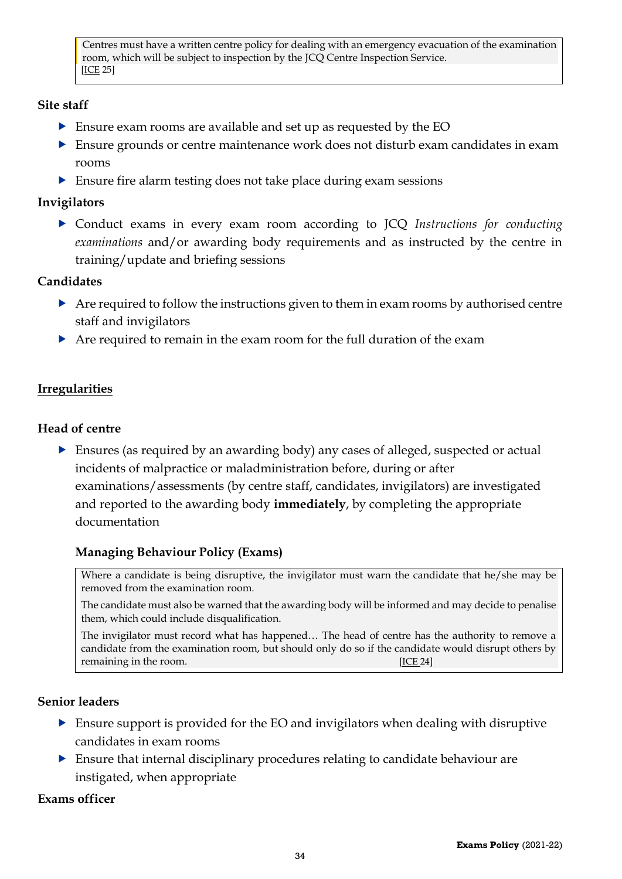> Centres must have a written centre policy for dealing with an emergency evacuation of the examination room, which will be subject to inspection by the JCQ Centre Inspection Service.
> [ICE 25]

**Site staff**

- Ensure exam rooms are available and set up as requested by the EO
- Ensure grounds or centre maintenance work does not disturb exam candidates in exam rooms
- Ensure fire alarm testing does not take place during exam sessions

**Invigilators**

- Conduct exams in every exam room according to JCQ *Instructions for conducting examinations* and/or awarding body requirements and as instructed by the centre in training/update and briefing sessions

**Candidates**

- Are required to follow the instructions given to them in exam rooms by authorised centre staff and invigilators
- Are required to remain in the exam room for the full duration of the exam

## Irregularities

**Head of centre**

- Ensures (as required by an awarding body) any cases of alleged, suspected or actual incidents of malpractice or maladministration before, during or after examinations/assessments (by centre staff, candidates, invigilators) are investigated and reported to the awarding body **immediately**, by completing the appropriate documentation

### Managing Behaviour Policy (Exams)

> Where a candidate is being disruptive, the invigilator must warn the candidate that he/she may be removed from the examination room.
>
> The candidate must also be warned that the awarding body will be informed and may decide to penalise them, which could include disqualification.
>
> The invigilator must record what has happened… The head of centre has the authority to remove a candidate from the examination room, but should only do so if the candidate would disrupt others by remaining in the room. [ICE 24]

**Senior leaders**

- Ensure support is provided for the EO and invigilators when dealing with disruptive candidates in exam rooms
- Ensure that internal disciplinary procedures relating to candidate behaviour are instigated, when appropriate

**Exams officer**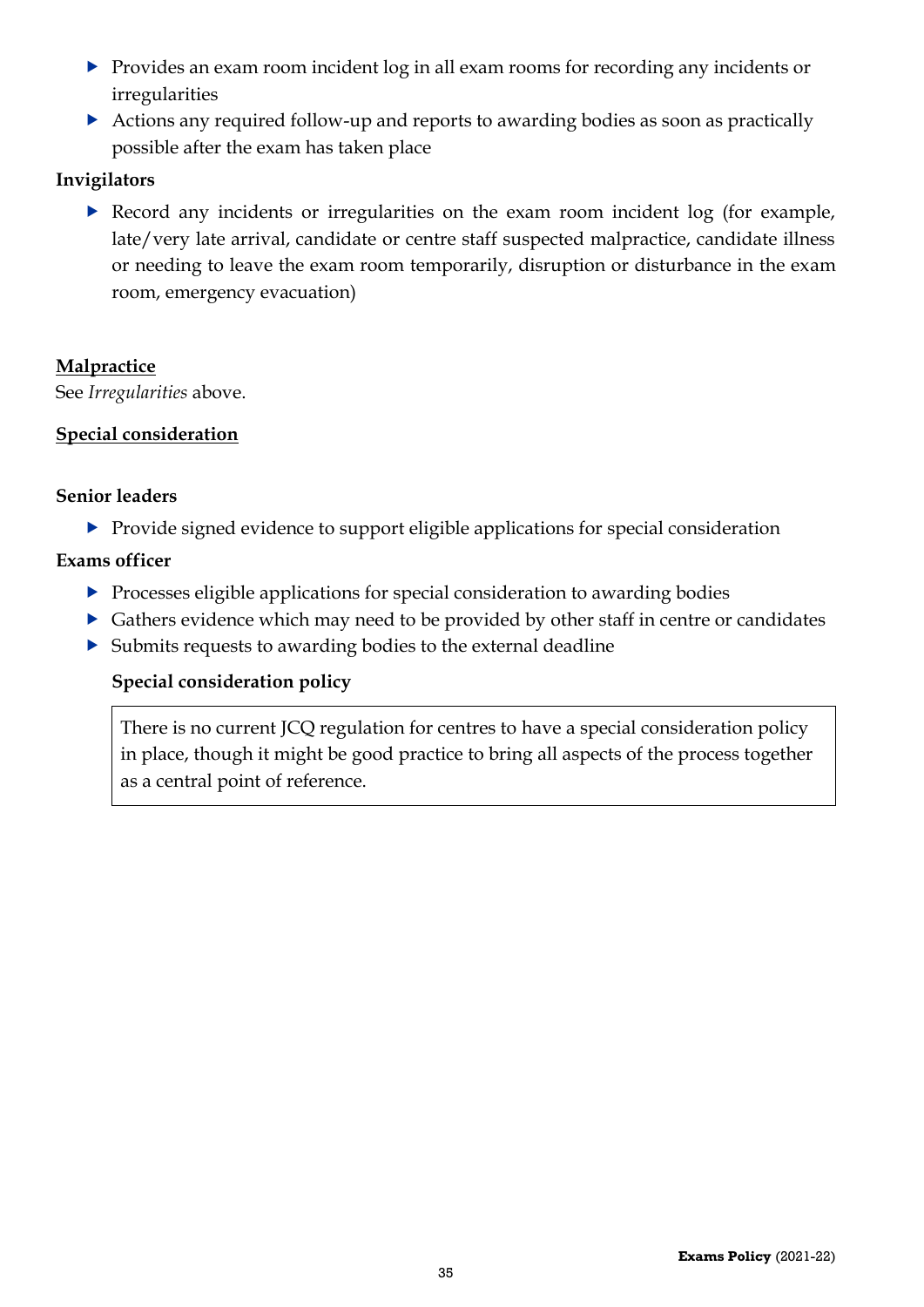- Provides an exam room incident log in all exam rooms for recording any incidents or irregularities
- Actions any required follow-up and reports to awarding bodies as soon as practically possible after the exam has taken place

**Invigilators**

- Record any incidents or irregularities on the exam room incident log (for example, late/very late arrival, candidate or centre staff suspected malpractice, candidate illness or needing to leave the exam room temporarily, disruption or disturbance in the exam room, emergency evacuation)

## Malpractice

See *Irregularities* above.

## Special consideration

**Senior leaders**

- Provide signed evidence to support eligible applications for special consideration

**Exams officer**

- Processes eligible applications for special consideration to awarding bodies
- Gathers evidence which may need to be provided by other staff in centre or candidates
- Submits requests to awarding bodies to the external deadline

**Special consideration policy**

> There is no current JCQ regulation for centres to have a special consideration policy in place, though it might be good practice to bring all aspects of the process together as a central point of reference.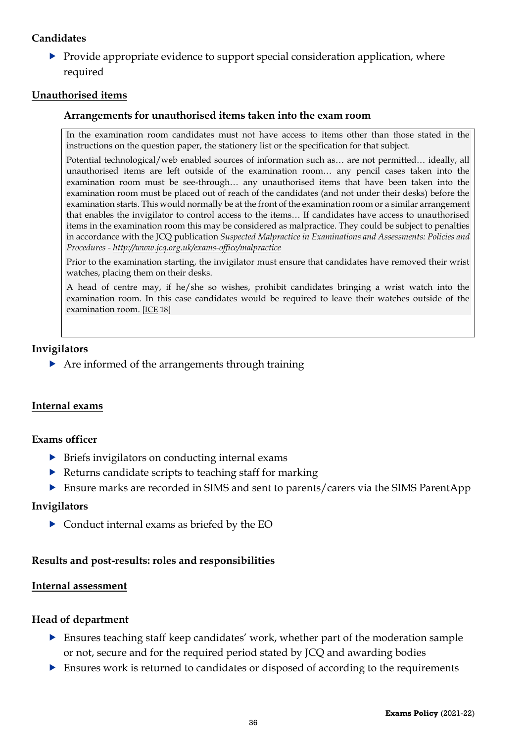**Candidates**

- Provide appropriate evidence to support special consideration application, where required

**Unauthorised items**

**Arrangements for unauthorised items taken into the exam room**

> In the examination room candidates must not have access to items other than those stated in the instructions on the question paper, the stationery list or the specification for that subject.
>
> Potential technological/web enabled sources of information such as… are not permitted… ideally, all unauthorised items are left outside of the examination room… any pencil cases taken into the examination room must be see-through… any unauthorised items that have been taken into the examination room must be placed out of reach of the candidates (and not under their desks) before the examination starts. This would normally be at the front of the examination room or a similar arrangement that enables the invigilator to control access to the items… If candidates have access to unauthorised items in the examination room this may be considered as malpractice. They could be subject to penalties in accordance with the JCQ publication *Suspected Malpractice in Examinations and Assessments: Policies and Procedures - http://www.jcq.org.uk/exams-office/malpractice*
>
> Prior to the examination starting, the invigilator must ensure that candidates have removed their wrist watches, placing them on their desks.
>
> A head of centre may, if he/she so wishes, prohibit candidates bringing a wrist watch into the examination room. In this case candidates would be required to leave their watches outside of the examination room. [ICE 18]

**Invigilators**

- Are informed of the arrangements through training

**Internal exams**

**Exams officer**

- Briefs invigilators on conducting internal exams
- Returns candidate scripts to teaching staff for marking
- Ensure marks are recorded in SIMS and sent to parents/carers via the SIMS ParentApp

**Invigilators**

- Conduct internal exams as briefed by the EO

**Results and post-results: roles and responsibilities**

**Internal assessment**

**Head of department**

- Ensures teaching staff keep candidates' work, whether part of the moderation sample or not, secure and for the required period stated by JCQ and awarding bodies
- Ensures work is returned to candidates or disposed of according to the requirements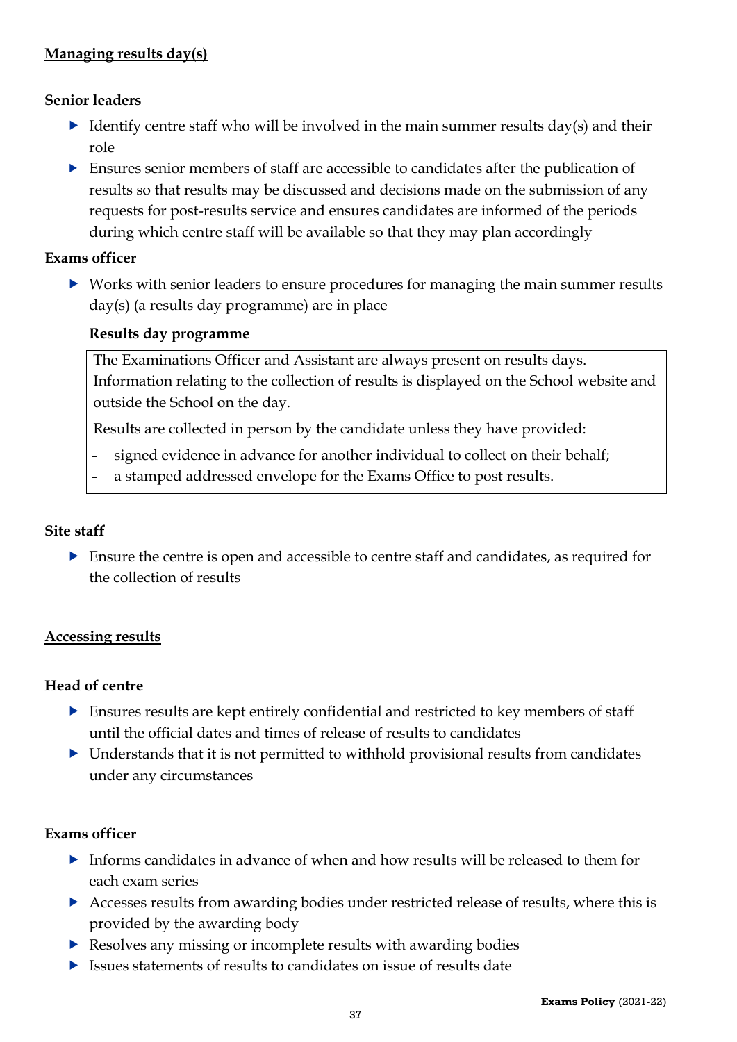## Managing results day(s)

**Senior leaders**

- Identify centre staff who will be involved in the main summer results day(s) and their role
- Ensures senior members of staff are accessible to candidates after the publication of results so that results may be discussed and decisions made on the submission of any requests for post-results service and ensures candidates are informed of the periods during which centre staff will be available so that they may plan accordingly

**Exams officer**

- Works with senior leaders to ensure procedures for managing the main summer results day(s) (a results day programme) are in place

**Results day programme**

The Examinations Officer and Assistant are always present on results days. Information relating to the collection of results is displayed on the School website and outside the School on the day.

Results are collected in person by the candidate unless they have provided:

- signed evidence in advance for another individual to collect on their behalf;
- a stamped addressed envelope for the Exams Office to post results.

**Site staff**

- Ensure the centre is open and accessible to centre staff and candidates, as required for the collection of results

## Accessing results

**Head of centre**

- Ensures results are kept entirely confidential and restricted to key members of staff until the official dates and times of release of results to candidates
- Understands that it is not permitted to withhold provisional results from candidates under any circumstances

**Exams officer**

- Informs candidates in advance of when and how results will be released to them for each exam series
- Accesses results from awarding bodies under restricted release of results, where this is provided by the awarding body
- Resolves any missing or incomplete results with awarding bodies
- Issues statements of results to candidates on issue of results date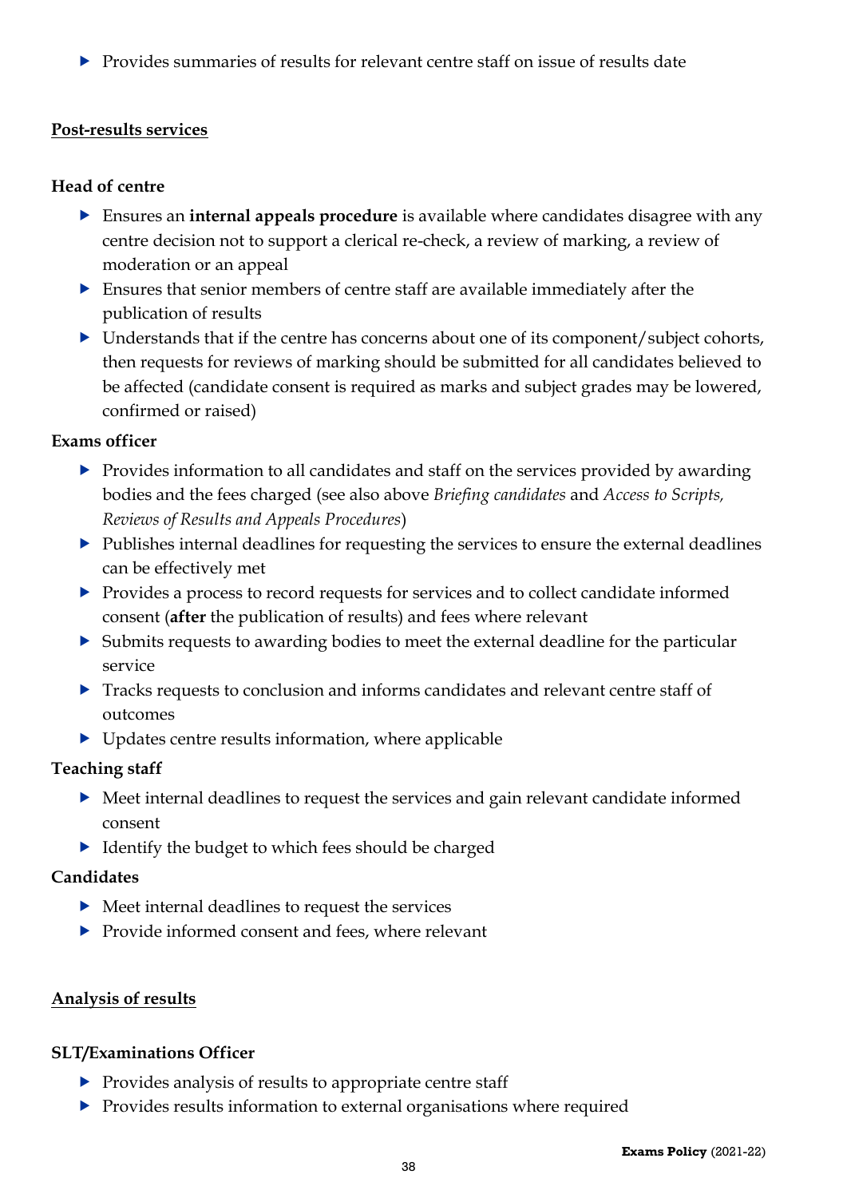- Provides summaries of results for relevant centre staff on issue of results date

## Post-results services

### Head of centre

- Ensures an **internal appeals procedure** is available where candidates disagree with any centre decision not to support a clerical re-check, a review of marking, a review of moderation or an appeal
- Ensures that senior members of centre staff are available immediately after the publication of results
- Understands that if the centre has concerns about one of its component/subject cohorts, then requests for reviews of marking should be submitted for all candidates believed to be affected (candidate consent is required as marks and subject grades may be lowered, confirmed or raised)

### Exams officer

- Provides information to all candidates and staff on the services provided by awarding bodies and the fees charged (see also above *Briefing candidates* and *Access to Scripts, Reviews of Results and Appeals Procedures*)
- Publishes internal deadlines for requesting the services to ensure the external deadlines can be effectively met
- Provides a process to record requests for services and to collect candidate informed consent (**after** the publication of results) and fees where relevant
- Submits requests to awarding bodies to meet the external deadline for the particular service
- Tracks requests to conclusion and informs candidates and relevant centre staff of outcomes
- Updates centre results information, where applicable

### Teaching staff

- Meet internal deadlines to request the services and gain relevant candidate informed consent
- Identify the budget to which fees should be charged

### Candidates

- Meet internal deadlines to request the services
- Provide informed consent and fees, where relevant

## Analysis of results

### SLT/Examinations Officer

- Provides analysis of results to appropriate centre staff
- Provides results information to external organisations where required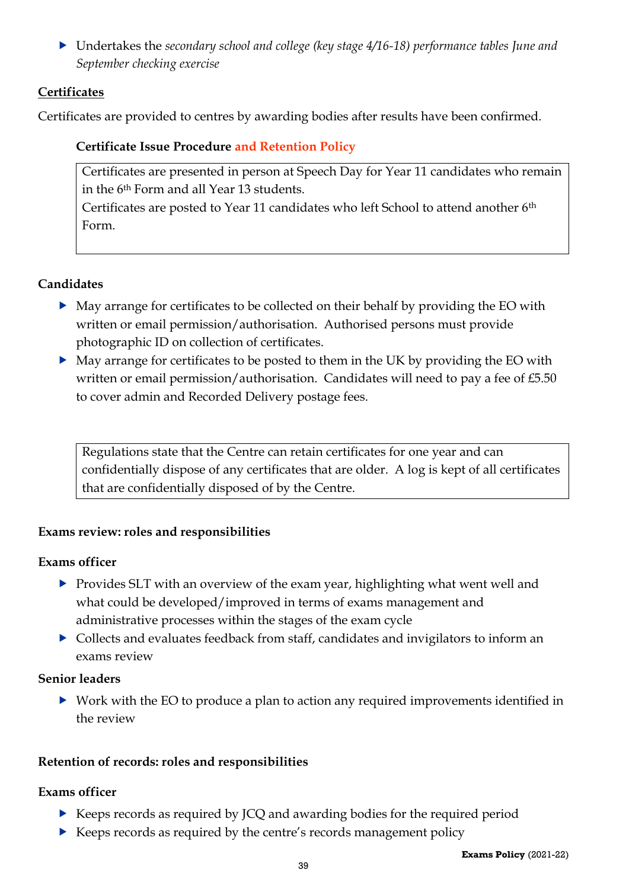- Undertakes the *secondary school and college (key stage 4/16-18) performance tables June and September checking exercise*

## Certificates

Certificates are provided to centres by awarding bodies after results have been confirmed.

### Certificate Issue Procedure and Retention Policy

Certificates are presented in person at Speech Day for Year 11 candidates who remain in the 6th Form and all Year 13 students.
Certificates are posted to Year 11 candidates who left School to attend another 6th Form.

### Candidates

- May arrange for certificates to be collected on their behalf by providing the EO with written or email permission/authorisation. Authorised persons must provide photographic ID on collection of certificates.
- May arrange for certificates to be posted to them in the UK by providing the EO with written or email permission/authorisation. Candidates will need to pay a fee of £5.50 to cover admin and Recorded Delivery postage fees.

Regulations state that the Centre can retain certificates for one year and can confidentially dispose of any certificates that are older. A log is kept of all certificates that are confidentially disposed of by the Centre.

## Exams review: roles and responsibilities

### Exams officer

- Provides SLT with an overview of the exam year, highlighting what went well and what could be developed/improved in terms of exams management and administrative processes within the stages of the exam cycle
- Collects and evaluates feedback from staff, candidates and invigilators to inform an exams review

### Senior leaders

- Work with the EO to produce a plan to action any required improvements identified in the review

## Retention of records: roles and responsibilities

### Exams officer

- Keeps records as required by JCQ and awarding bodies for the required period
- Keeps records as required by the centre's records management policy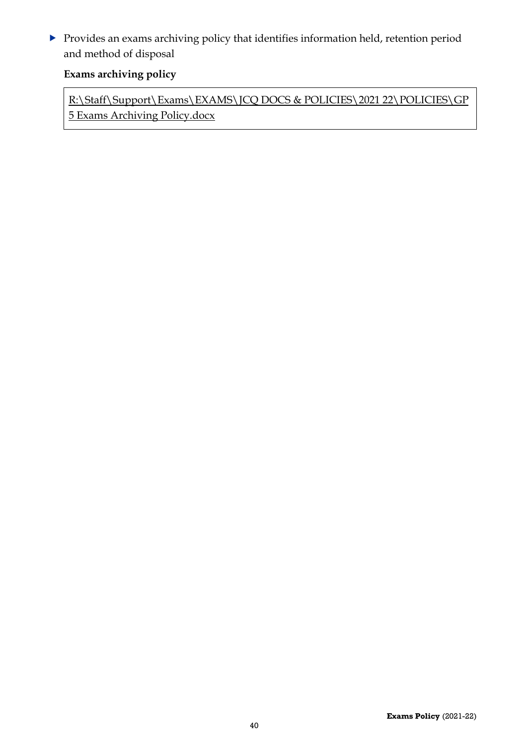- Provides an exams archiving policy that identifies information held, retention period and method of disposal

**Exams archiving policy**

| |
|---|
| R:\Staff\Support\Exams\EXAMS\JCQ DOCS & POLICIES\2021 22\POLICIES\GP 5 Exams Archiving Policy.docx |